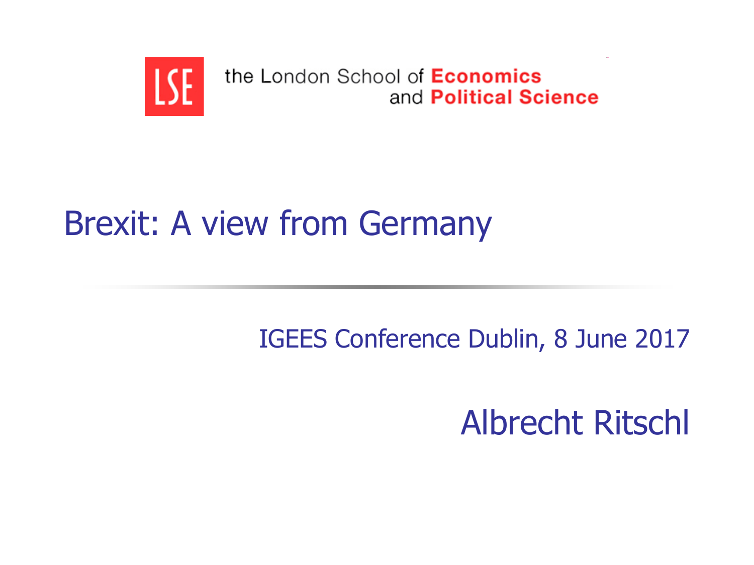the London School of **Economics** and **Political Science**

# Brexit: A view from Germany

IGEES Conference Dublin, 8 June 2017

Albrecht Ritschl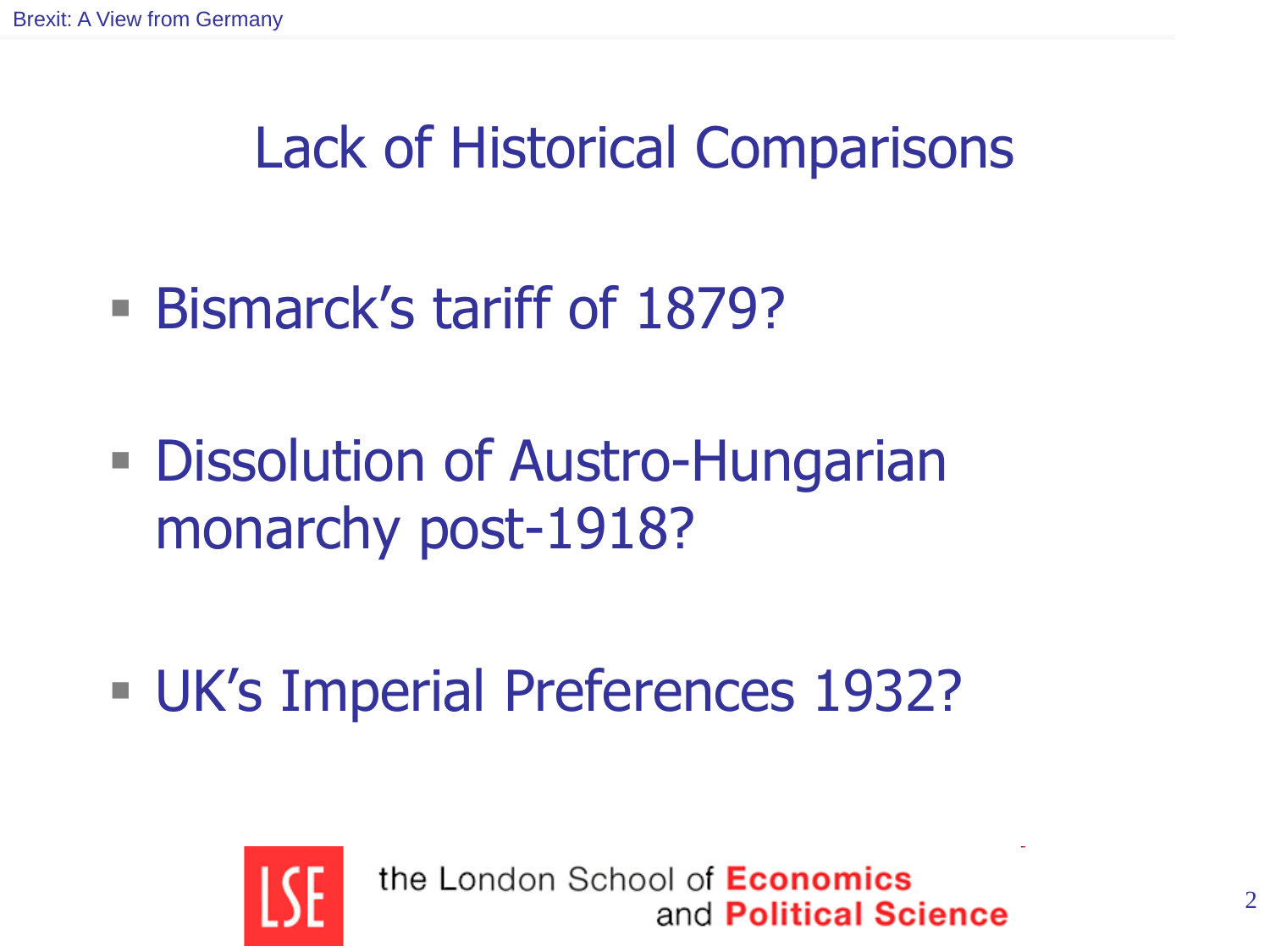# Lack of Historical Comparisons

- Bismarck's tariff of 1879?
- Dissolution of Austro-Hungarian monarchy post-1918?
- UK's Imperial Preferences 1932?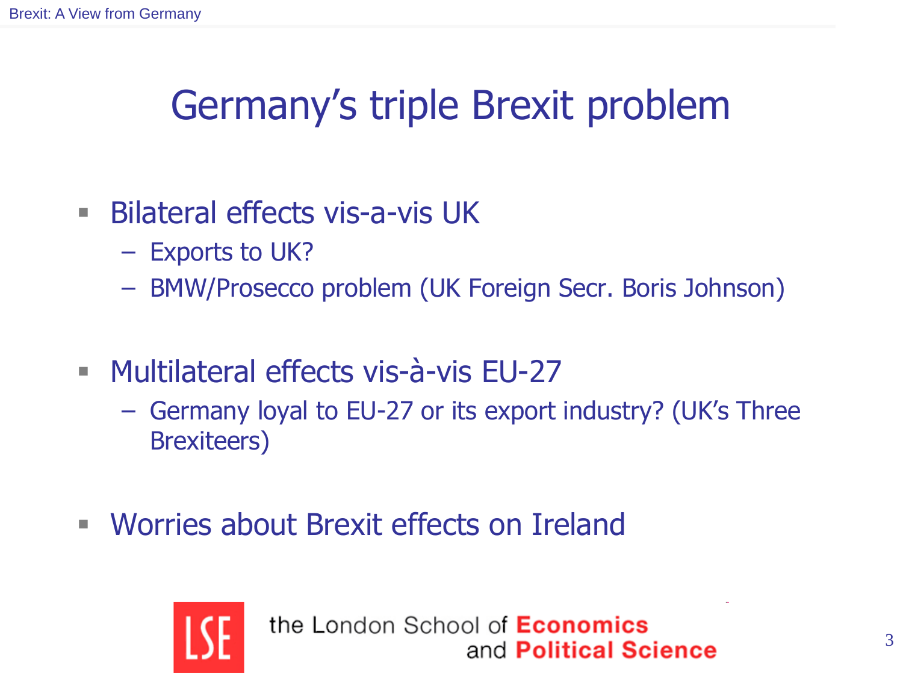# Germany's triple Brexit problem

- Bilateral effects vis-a-vis UK
  - Exports to UK?
  - BMW/Prosecco problem (UK Foreign Secr. Boris Johnson)

- Multilateral effects vis-à-vis EU-27
  - Germany loyal to EU-27 or its export industry? (UK's Three Brexiteers)

- Worries about Brexit effects on Ireland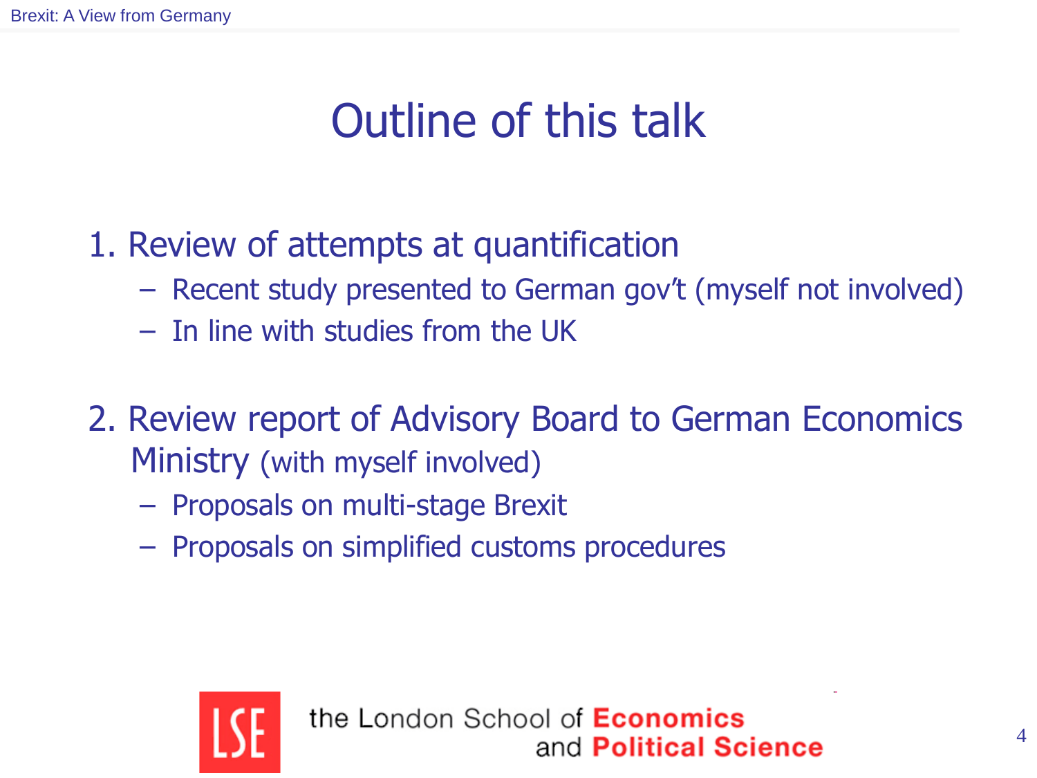# Outline of this talk

1. Review of attempts at quantification
   - Recent study presented to German gov't (myself not involved)
   - In line with studies from the UK

2. Review report of Advisory Board to German Economics Ministry (with myself involved)
   - Proposals on multi-stage Brexit
   - Proposals on simplified customs procedures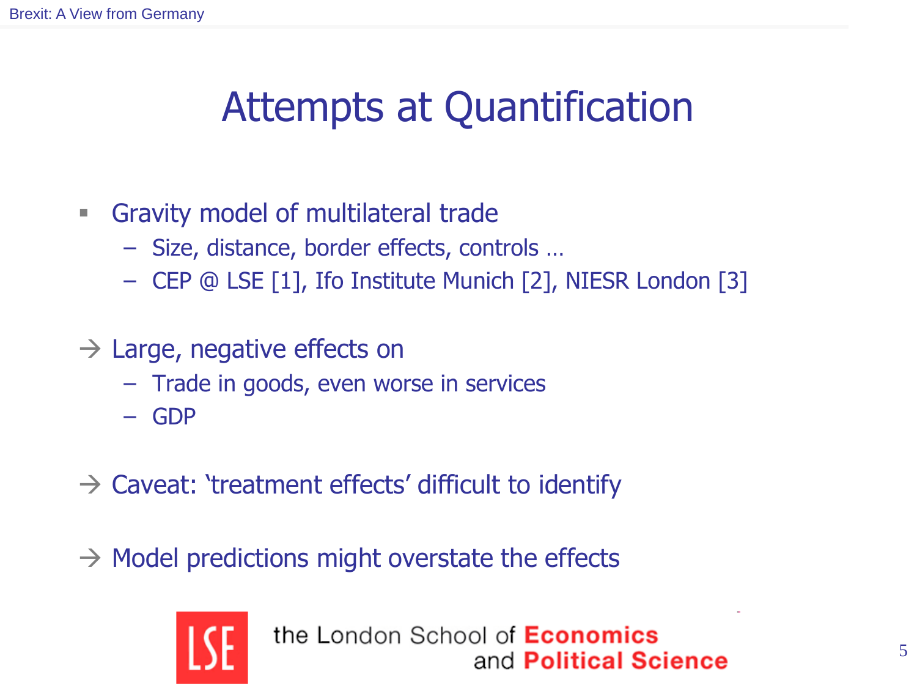# Attempts at Quantification

- Gravity model of multilateral trade
  - Size, distance, border effects, controls …
  - CEP @ LSE [1], Ifo Institute Munich [2], NIESR London [3]

→ Large, negative effects on
  - Trade in goods, even worse in services
  - GDP

→ Caveat: 'treatment effects' difficult to identify

→ Model predictions might overstate the effects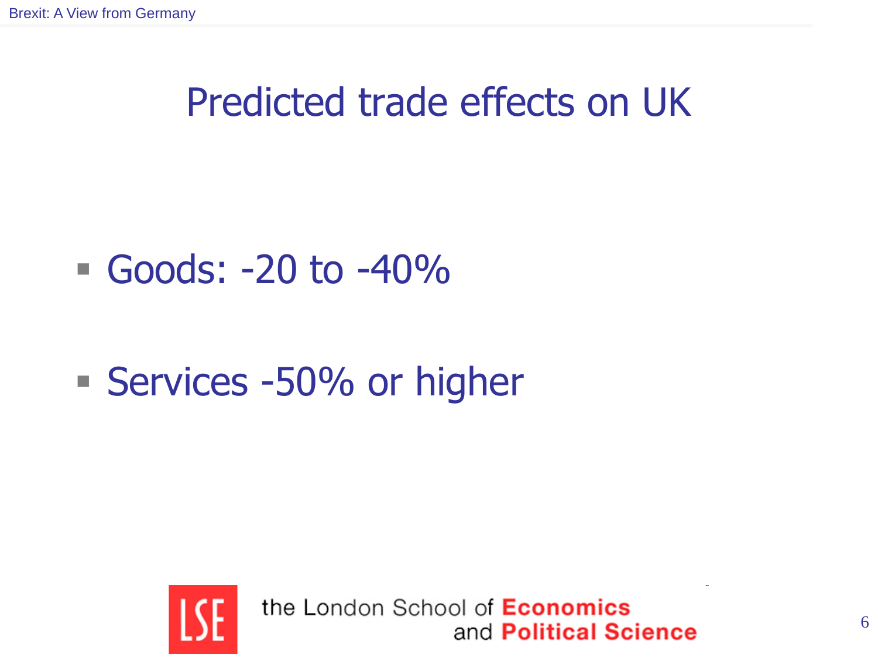# Predicted trade effects on UK

- Goods: -20 to -40%
- Services -50% or higher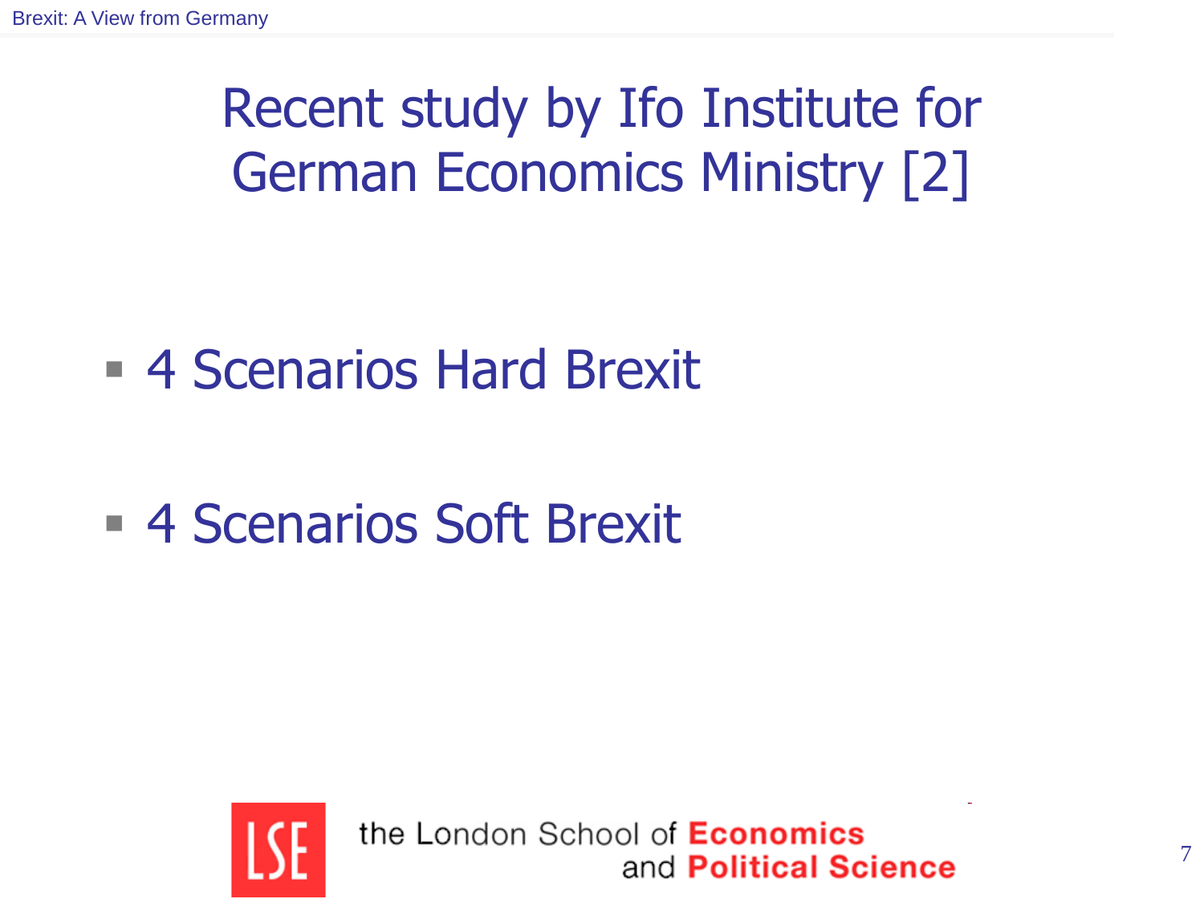# Recent study by Ifo Institute for German Economics Ministry [2]

- 4 Scenarios Hard Brexit
- 4 Scenarios Soft Brexit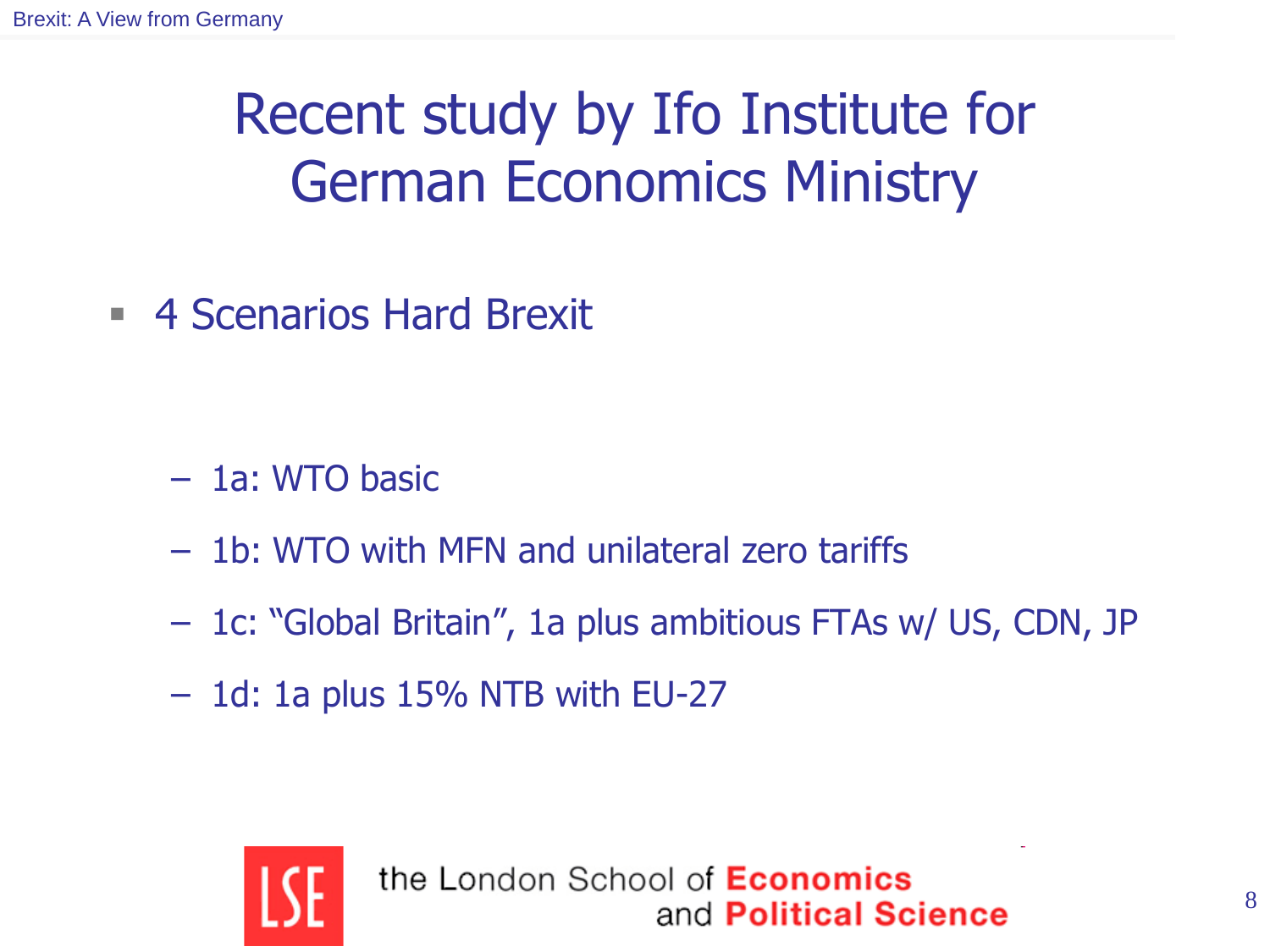# Recent study by Ifo Institute for German Economics Ministry

- 4 Scenarios Hard Brexit
  - 1a: WTO basic
  - 1b: WTO with MFN and unilateral zero tariffs
  - 1c: “Global Britain”, 1a plus ambitious FTAs w/ US, CDN, JP
  - 1d: 1a plus 15% NTB with EU-27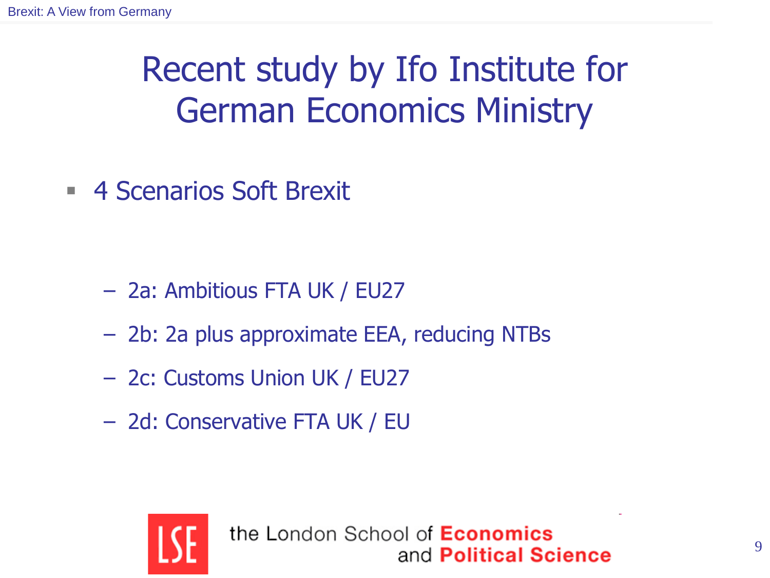# Recent study by Ifo Institute for German Economics Ministry

- 4 Scenarios Soft Brexit
  - 2a: Ambitious FTA UK / EU27
  - 2b: 2a plus approximate EEA, reducing NTBs
  - 2c: Customs Union UK / EU27
  - 2d: Conservative FTA UK / EU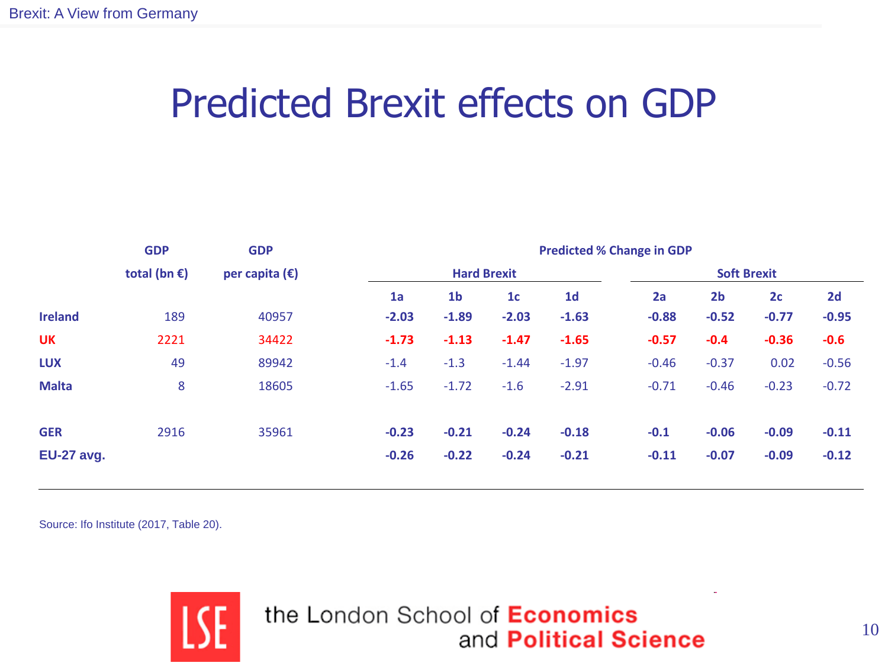# Predicted Brexit effects on GDP

| | GDP total (bn €) | GDP per capita (€) | Predicted % Change in GDP | | | | | | | |
|---|---|---|---|---|---|---|---|---|---|---|
| | | | Hard Brexit | | | | Soft Brexit | | | |
| | | | 1a | 1b | 1c | 1d | 2a | 2b | 2c | 2d |
| **Ireland** | 189 | 40957 | **-2.03** | **-1.89** | **-2.03** | **-1.63** | **-0.88** | **-0.52** | **-0.77** | **-0.95** |
| **UK** | 2221 | 34422 | **-1.73** | **-1.13** | **-1.47** | **-1.65** | **-0.57** | **-0.4** | **-0.36** | **-0.6** |
| **LUX** | 49 | 89942 | -1.4 | -1.3 | -1.44 | -1.97 | -0.46 | -0.37 | 0.02 | -0.56 |
| **Malta** | 8 | 18605 | -1.65 | -1.72 | -1.6 | -2.91 | -0.71 | -0.46 | -0.23 | -0.72 |
| **GER** | 2916 | 35961 | **-0.23** | **-0.21** | **-0.24** | **-0.18** | **-0.1** | **-0.06** | **-0.09** | **-0.11** |
| **EU-27 avg.** | | | **-0.26** | **-0.22** | **-0.24** | **-0.21** | **-0.11** | **-0.07** | **-0.09** | **-0.12** |

Source: Ifo Institute (2017, Table 20).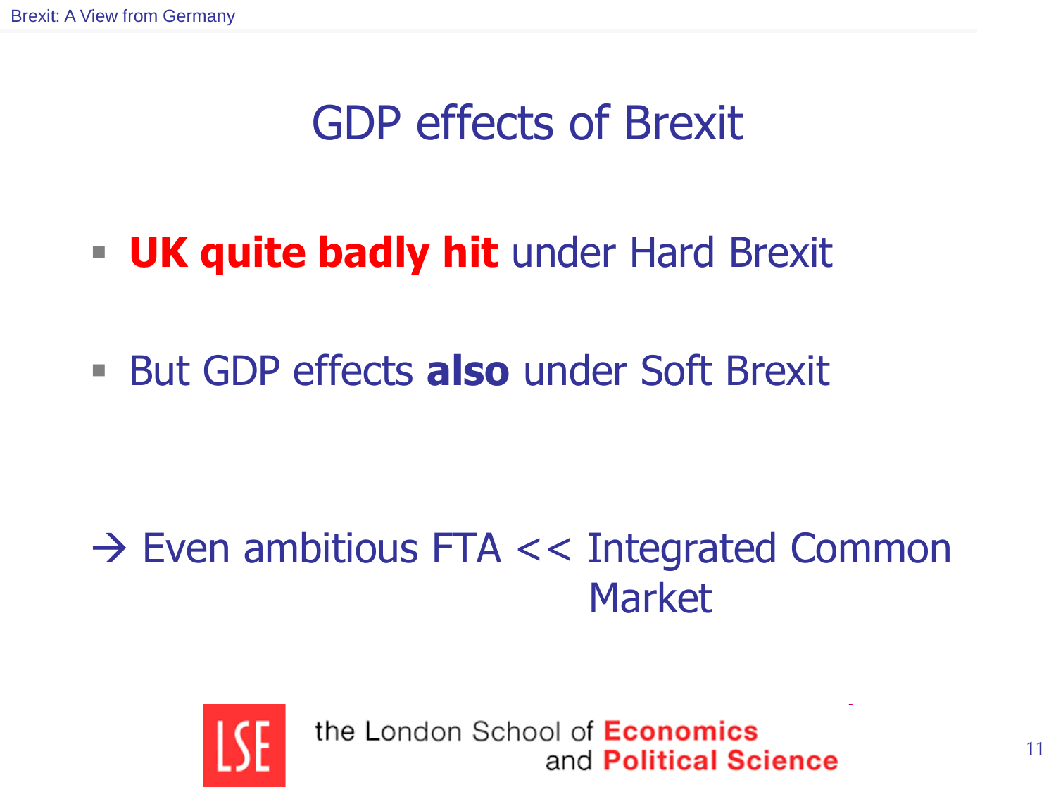# GDP effects of Brexit

- **UK quite badly hit** under Hard Brexit
- But GDP effects **also** under Soft Brexit

→ Even ambitious FTA << Integrated Common Market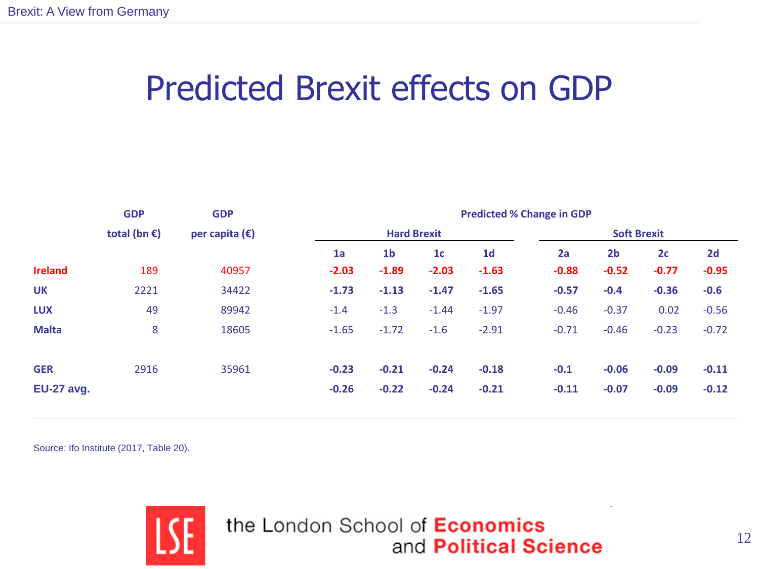# Predicted Brexit effects on GDP

| | GDP total (bn €) | GDP per capita (€) | Predicted % Change in GDP | | | | | | | |
|---|---|---|---|---|---|---|---|---|---|---|
| | | | Hard Brexit | | | | Soft Brexit | | | |
| | | | 1a | 1b | 1c | 1d | 2a | 2b | 2c | 2d |
| **Ireland** | 189 | 40957 | **-2.03** | **-1.89** | **-2.03** | **-1.63** | **-0.88** | **-0.52** | **-0.77** | **-0.95** |
| **UK** | 2221 | 34422 | **-1.73** | **-1.13** | **-1.47** | **-1.65** | **-0.57** | **-0.4** | **-0.36** | **-0.6** |
| **LUX** | 49 | 89942 | -1.4 | -1.3 | -1.44 | -1.97 | -0.46 | -0.37 | 0.02 | -0.56 |
| **Malta** | 8 | 18605 | -1.65 | -1.72 | -1.6 | -2.91 | -0.71 | -0.46 | -0.23 | -0.72 |
| **GER** | 2916 | 35961 | **-0.23** | **-0.21** | **-0.24** | **-0.18** | **-0.1** | **-0.06** | **-0.09** | **-0.11** |
| **EU-27 avg.** | | | **-0.26** | **-0.22** | **-0.24** | **-0.21** | **-0.11** | **-0.07** | **-0.09** | **-0.12** |

Source: Ifo Institute (2017, Table 20).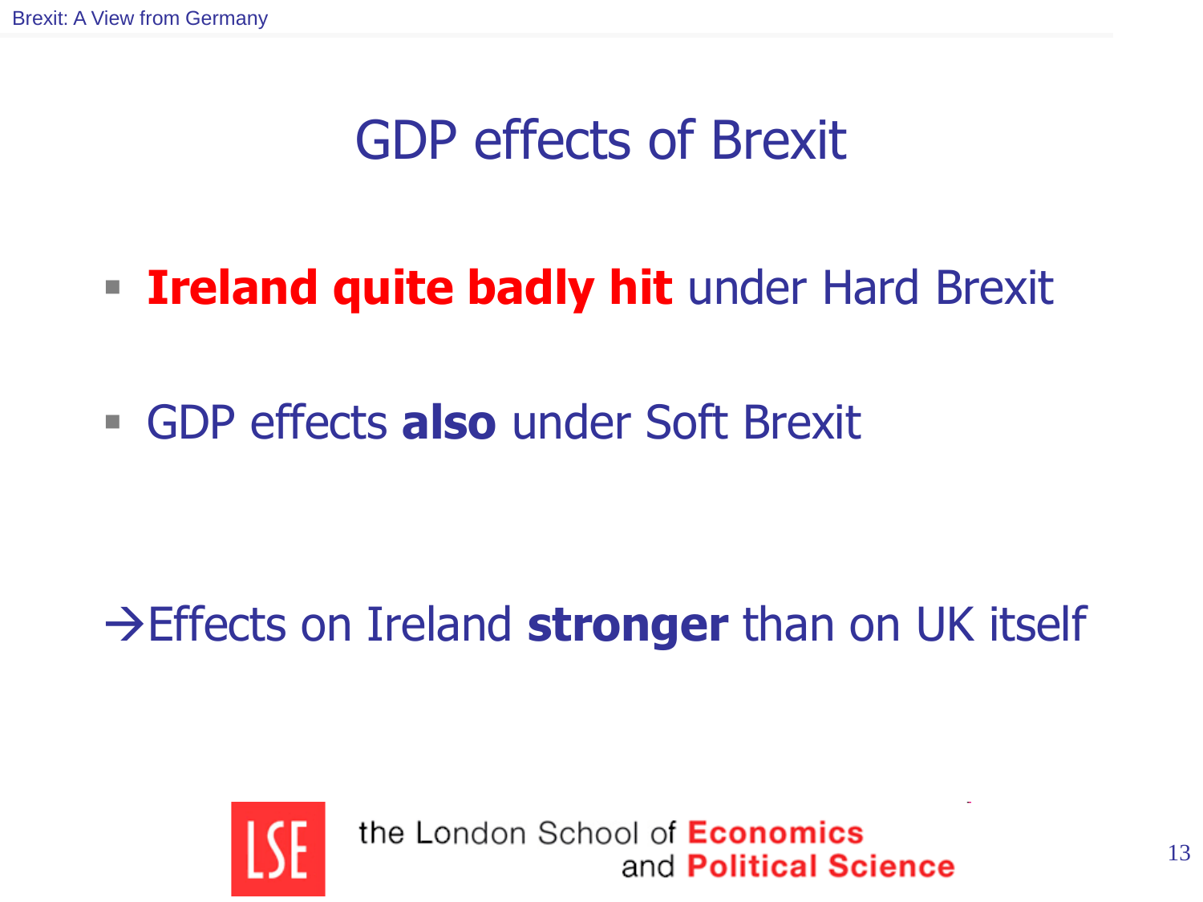# GDP effects of Brexit

- **Ireland quite badly hit** under Hard Brexit
- GDP effects **also** under Soft Brexit

→Effects on Ireland **stronger** than on UK itself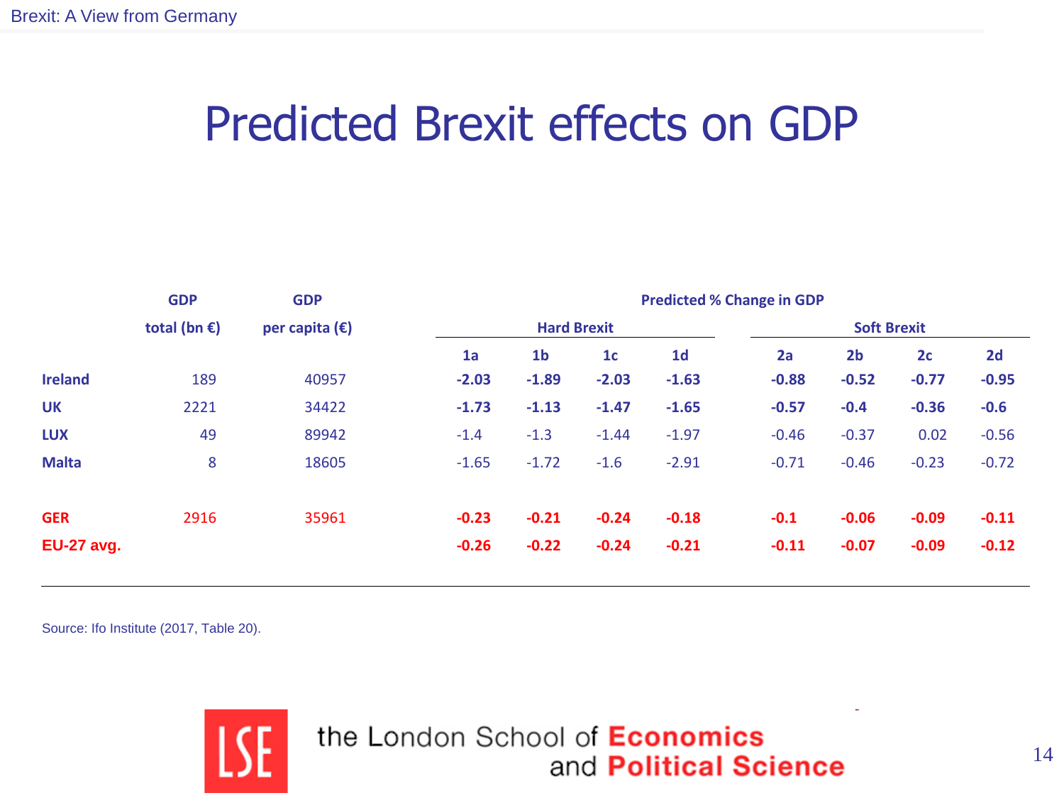# Predicted Brexit effects on GDP

| | GDP total (bn €) | GDP per capita (€) | Predicted % Change in GDP | | | | | | | |
|---|---|---|---|---|---|---|---|---|---|---|
| | | | Hard Brexit | | | | Soft Brexit | | | |
| | | | 1a | 1b | 1c | 1d | 2a | 2b | 2c | 2d |
| **Ireland** | 189 | 40957 | **-2.03** | **-1.89** | **-2.03** | **-1.63** | **-0.88** | **-0.52** | **-0.77** | **-0.95** |
| **UK** | 2221 | 34422 | **-1.73** | **-1.13** | **-1.47** | **-1.65** | **-0.57** | **-0.4** | **-0.36** | **-0.6** |
| **LUX** | 49 | 89942 | -1.4 | -1.3 | -1.44 | -1.97 | -0.46 | -0.37 | 0.02 | -0.56 |
| **Malta** | 8 | 18605 | -1.65 | -1.72 | -1.6 | -2.91 | -0.71 | -0.46 | -0.23 | -0.72 |
| **GER** | 2916 | 35961 | **-0.23** | **-0.21** | **-0.24** | **-0.18** | **-0.1** | **-0.06** | **-0.09** | **-0.11** |
| **EU-27 avg.** | | | **-0.26** | **-0.22** | **-0.24** | **-0.21** | **-0.11** | **-0.07** | **-0.09** | **-0.12** |

Source: Ifo Institute (2017, Table 20).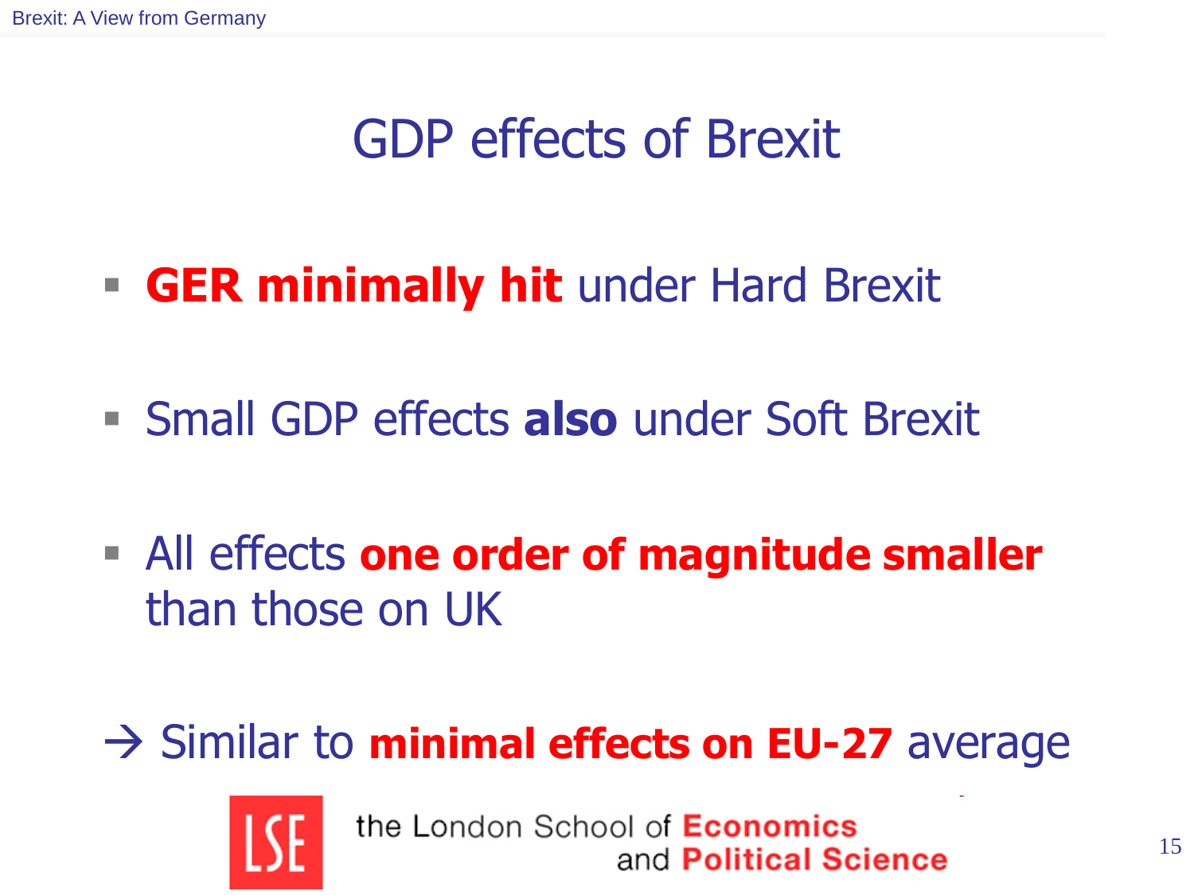# GDP effects of Brexit

- **GER minimally hit** under Hard Brexit
- Small GDP effects **also** under Soft Brexit
- All effects **one order of magnitude smaller** than those on UK

→ Similar to **minimal effects on EU-27** average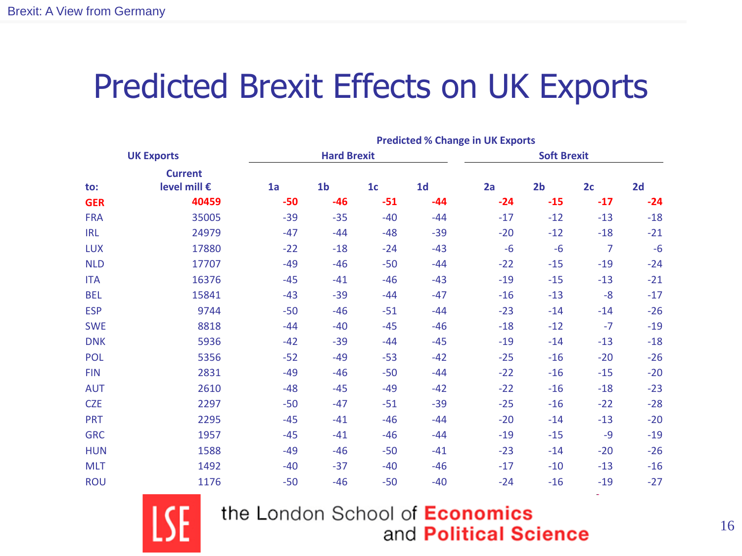# Predicted Brexit Effects on UK Exports

| UK Exports | | Predicted % Change in UK Exports | | | | | | | |
|---|---|---|---|---|---|---|---|---|---|
| | | Hard Brexit | | | | Soft Brexit | | | |
| to: | Current level mill € | 1a | 1b | 1c | 1d | 2a | 2b | 2c | 2d |
| **GER** | **40459** | **-50** | **-46** | **-51** | **-44** | **-24** | **-15** | **-17** | **-24** |
| FRA | 35005 | -39 | -35 | -40 | -44 | -17 | -12 | -13 | -18 |
| IRL | 24979 | -47 | -44 | -48 | -39 | -20 | -12 | -18 | -21 |
| LUX | 17880 | -22 | -18 | -24 | -43 | -6 | -6 | 7 | -6 |
| NLD | 17707 | -49 | -46 | -50 | -44 | -22 | -15 | -19 | -24 |
| ITA | 16376 | -45 | -41 | -46 | -43 | -19 | -15 | -13 | -21 |
| BEL | 15841 | -43 | -39 | -44 | -47 | -16 | -13 | -8 | -17 |
| ESP | 9744 | -50 | -46 | -51 | -44 | -23 | -14 | -14 | -26 |
| SWE | 8818 | -44 | -40 | -45 | -46 | -18 | -12 | -7 | -19 |
| DNK | 5936 | -42 | -39 | -44 | -45 | -19 | -14 | -13 | -18 |
| POL | 5356 | -52 | -49 | -53 | -42 | -25 | -16 | -20 | -26 |
| FIN | 2831 | -49 | -46 | -50 | -44 | -22 | -16 | -15 | -20 |
| AUT | 2610 | -48 | -45 | -49 | -42 | -22 | -16 | -18 | -23 |
| CZE | 2297 | -50 | -47 | -51 | -39 | -25 | -16 | -22 | -28 |
| PRT | 2295 | -45 | -41 | -46 | -44 | -20 | -14 | -13 | -20 |
| GRC | 1957 | -45 | -41 | -46 | -44 | -19 | -15 | -9 | -19 |
| HUN | 1588 | -49 | -46 | -50 | -41 | -23 | -14 | -20 | -26 |
| MLT | 1492 | -40 | -37 | -40 | -46 | -17 | -10 | -13 | -16 |
| ROU | 1176 | -50 | -46 | -50 | -40 | -24 | -16 | -19 | -27 |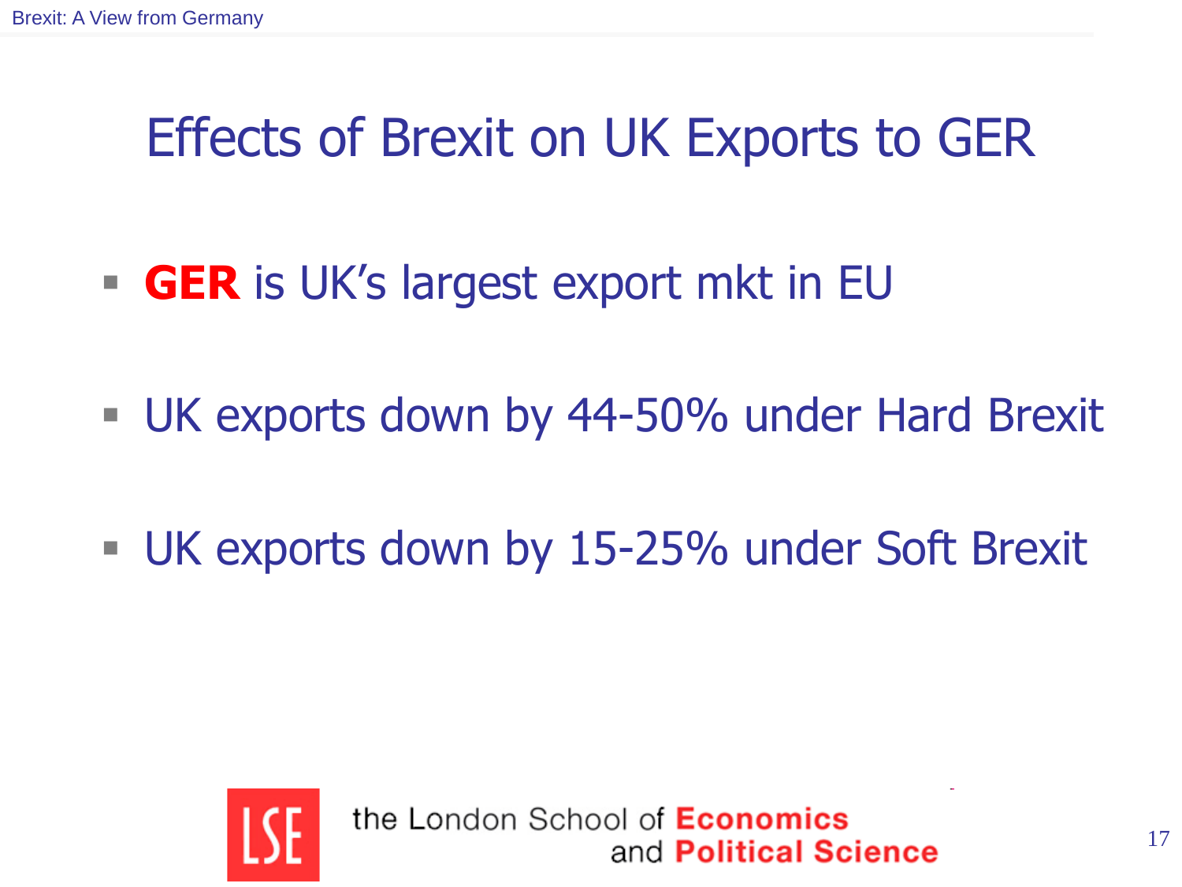# Effects of Brexit on UK Exports to GER

- **GER** is UK's largest export mkt in EU
- UK exports down by 44-50% under Hard Brexit
- UK exports down by 15-25% under Soft Brexit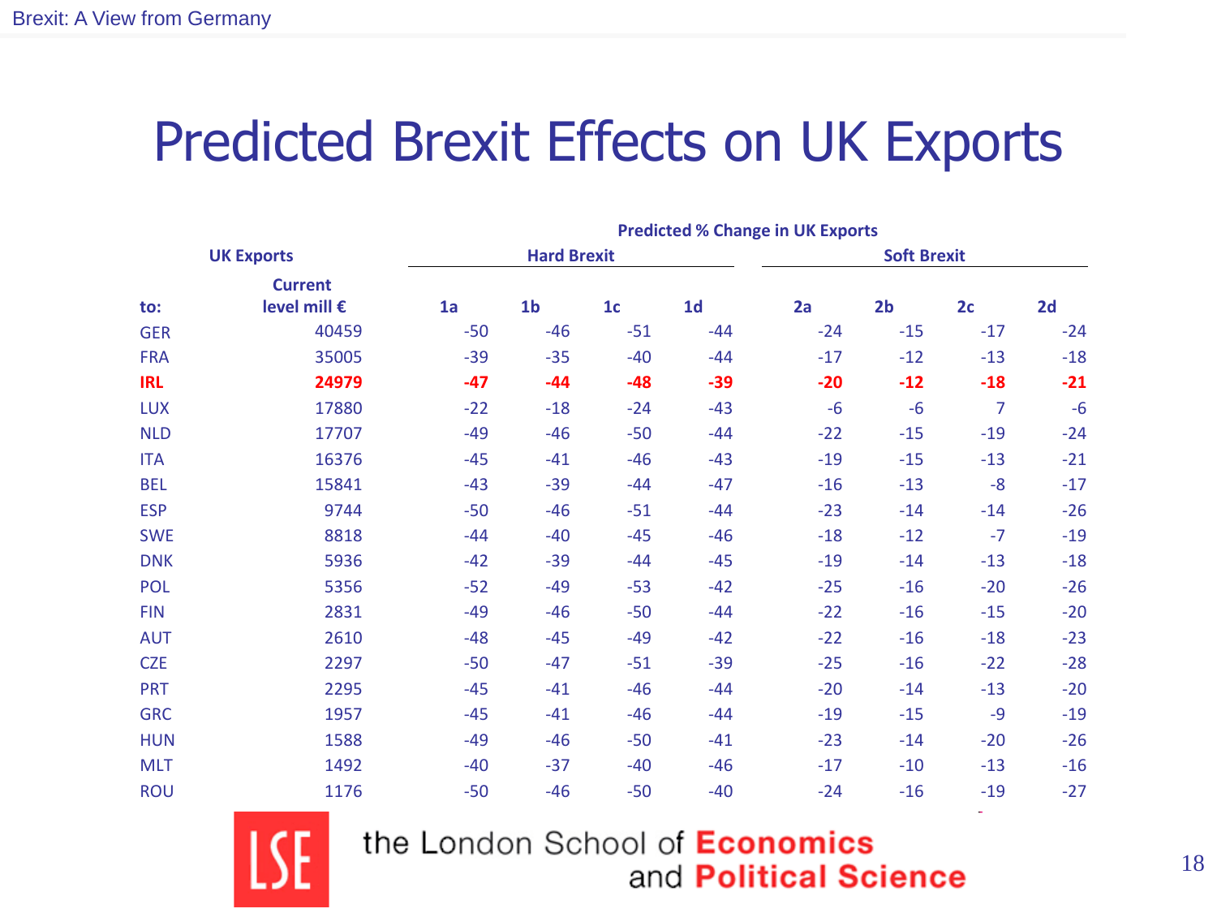# Predicted Brexit Effects on UK Exports

| UK Exports | | Predicted % Change in UK Exports | | | | | | | |
|---|---|---|---|---|---|---|---|---|---|
| | | Hard Brexit | | | | Soft Brexit | | | |
| to: | Current level mill € | 1a | 1b | 1c | 1d | 2a | 2b | 2c | 2d |
| GER | 40459 | -50 | -46 | -51 | -44 | -24 | -15 | -17 | -24 |
| FRA | 35005 | -39 | -35 | -40 | -44 | -17 | -12 | -13 | -18 |
| **IRL** | **24979** | **-47** | **-44** | **-48** | **-39** | **-20** | **-12** | **-18** | **-21** |
| LUX | 17880 | -22 | -18 | -24 | -43 | -6 | -6 | 7 | -6 |
| NLD | 17707 | -49 | -46 | -50 | -44 | -22 | -15 | -19 | -24 |
| ITA | 16376 | -45 | -41 | -46 | -43 | -19 | -15 | -13 | -21 |
| BEL | 15841 | -43 | -39 | -44 | -47 | -16 | -13 | -8 | -17 |
| ESP | 9744 | -50 | -46 | -51 | -44 | -23 | -14 | -14 | -26 |
| SWE | 8818 | -44 | -40 | -45 | -46 | -18 | -12 | -7 | -19 |
| DNK | 5936 | -42 | -39 | -44 | -45 | -19 | -14 | -13 | -18 |
| POL | 5356 | -52 | -49 | -53 | -42 | -25 | -16 | -20 | -26 |
| FIN | 2831 | -49 | -46 | -50 | -44 | -22 | -16 | -15 | -20 |
| AUT | 2610 | -48 | -45 | -49 | -42 | -22 | -16 | -18 | -23 |
| CZE | 2297 | -50 | -47 | -51 | -39 | -25 | -16 | -22 | -28 |
| PRT | 2295 | -45 | -41 | -46 | -44 | -20 | -14 | -13 | -20 |
| GRC | 1957 | -45 | -41 | -46 | -44 | -19 | -15 | -9 | -19 |
| HUN | 1588 | -49 | -46 | -50 | -41 | -23 | -14 | -20 | -26 |
| MLT | 1492 | -40 | -37 | -40 | -46 | -17 | -10 | -13 | -16 |
| ROU | 1176 | -50 | -46 | -50 | -40 | -24 | -16 | -19 | -27 |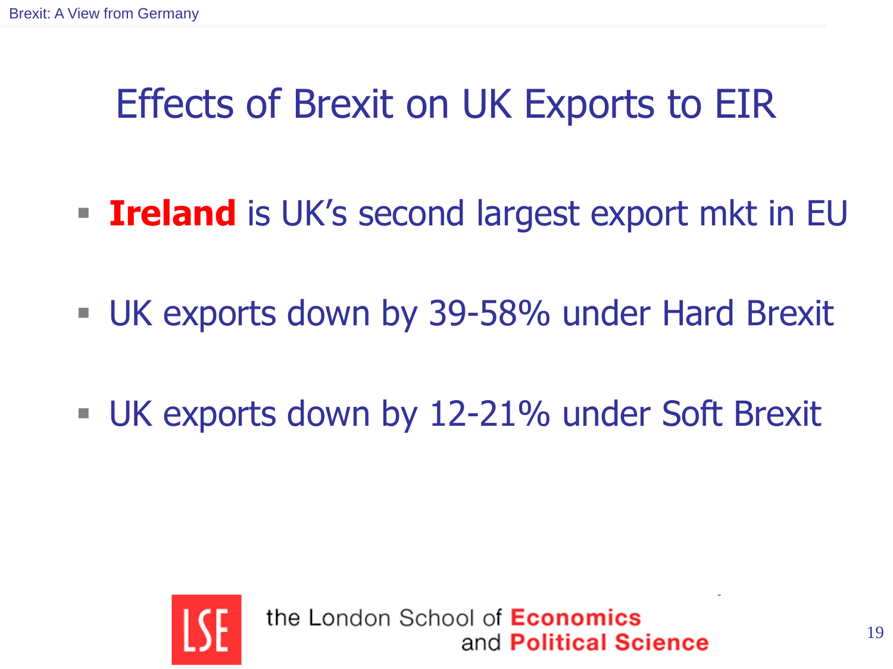# Effects of Brexit on UK Exports to EIR

- **Ireland** is UK's second largest export mkt in EU
- UK exports down by 39-58% under Hard Brexit
- UK exports down by 12-21% under Soft Brexit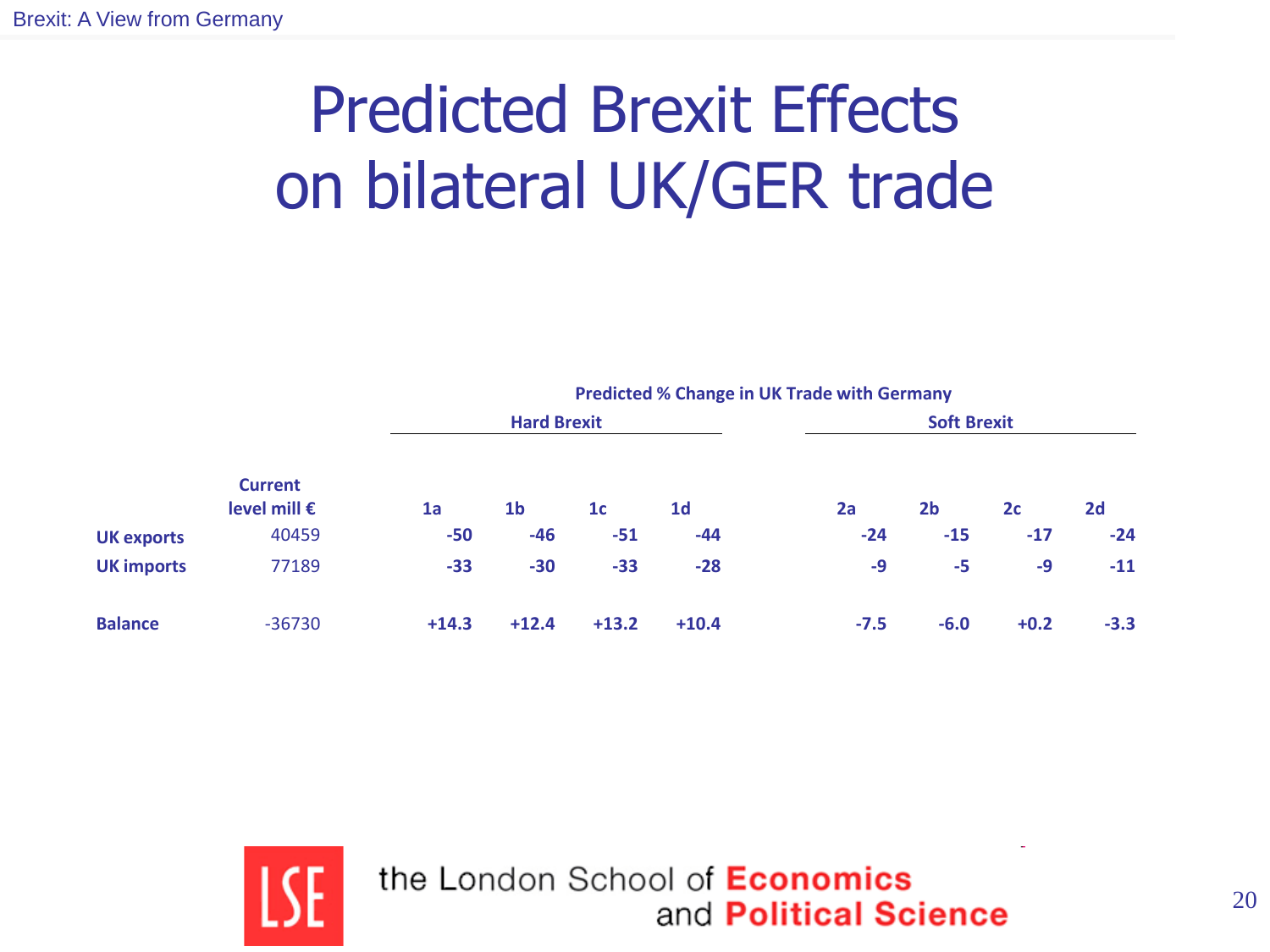# Predicted Brexit Effects on bilateral UK/GER trade

| | Current level mill € | Predicted % Change in UK Trade with Germany | | | | | | | |
|---|---|---|---|---|---|---|---|---|---|
| | | Hard Brexit | | | | Soft Brexit | | | |
| | | 1a | 1b | 1c | 1d | 2a | 2b | 2c | 2d |
| **UK exports** | 40459 | **-50** | **-46** | **-51** | **-44** | **-24** | **-15** | **-17** | **-24** |
| **UK imports** | 77189 | **-33** | **-30** | **-33** | **-28** | **-9** | **-5** | **-9** | **-11** |
| **Balance** | -36730 | **+14.3** | **+12.4** | **+13.2** | **+10.4** | **-7.5** | **-6.0** | **+0.2** | **-3.3** |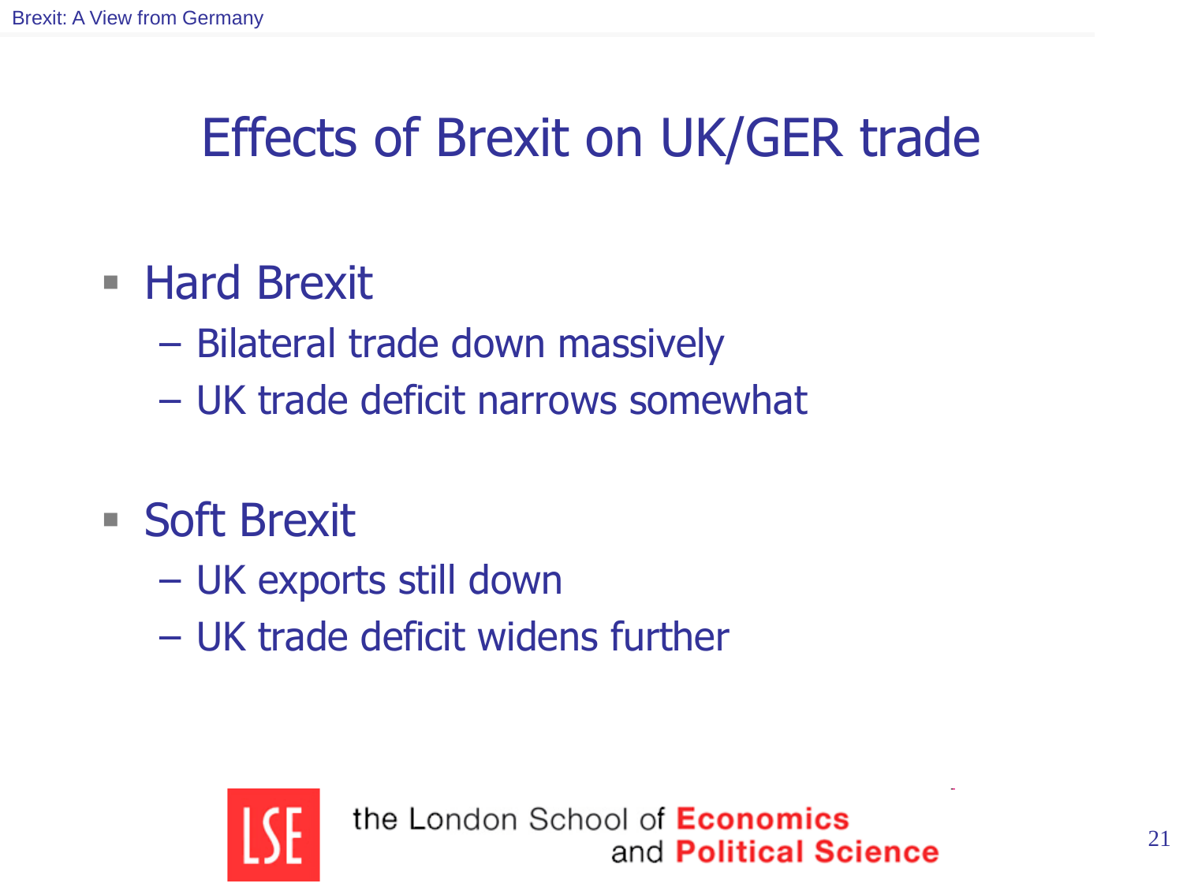# Effects of Brexit on UK/GER trade

- Hard Brexit
  - Bilateral trade down massively
  - UK trade deficit narrows somewhat
- Soft Brexit
  - UK exports still down
  - UK trade deficit widens further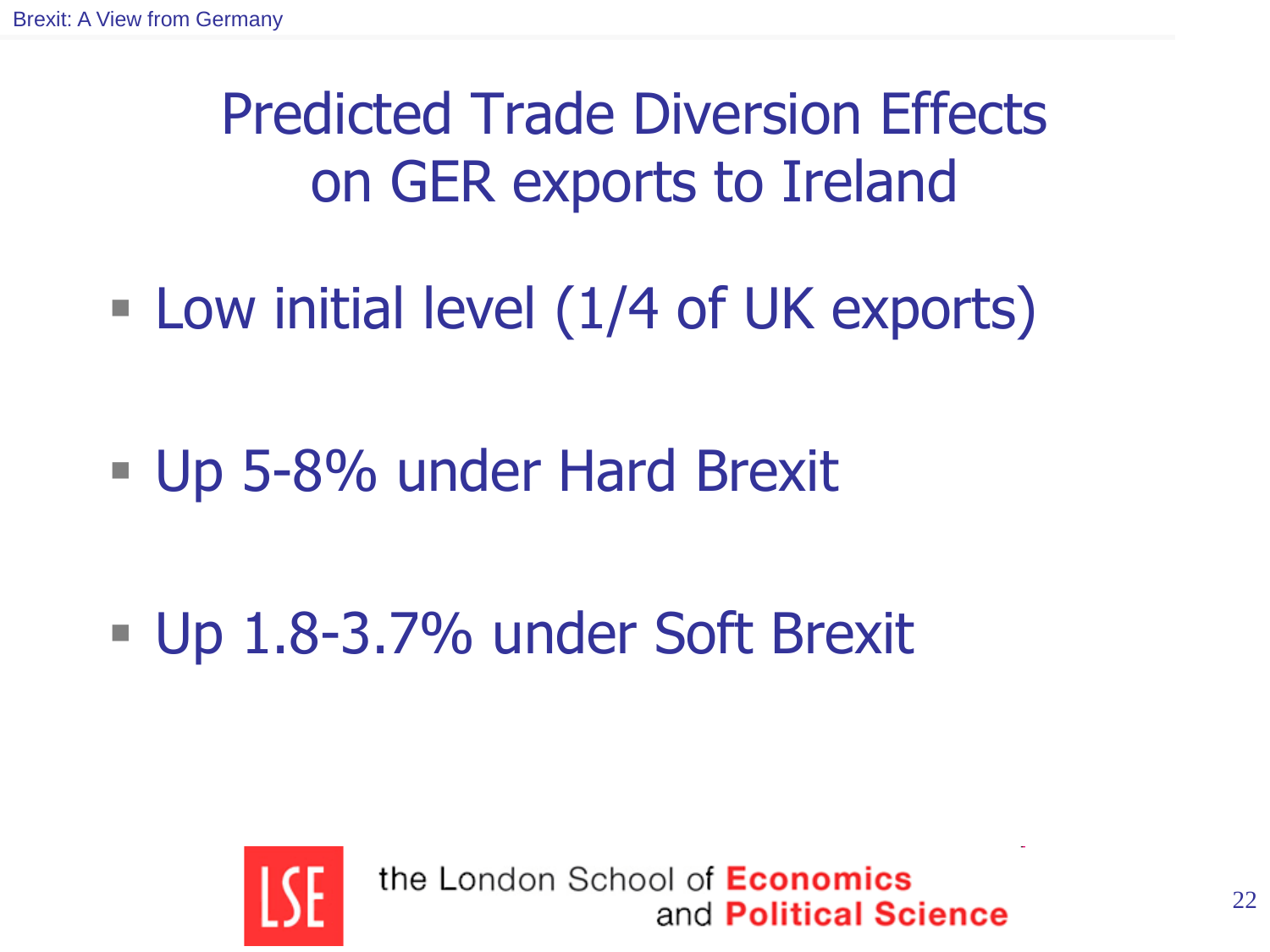# Predicted Trade Diversion Effects on GER exports to Ireland

- Low initial level (1/4 of UK exports)
- Up 5-8% under Hard Brexit
- Up 1.8-3.7% under Soft Brexit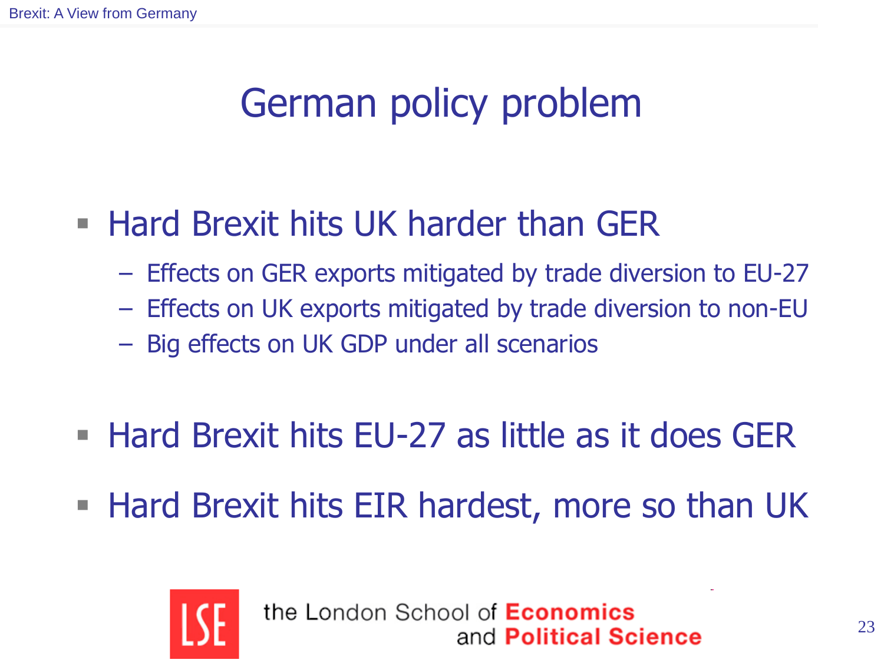# German policy problem

- Hard Brexit hits UK harder than GER
  - Effects on GER exports mitigated by trade diversion to EU-27
  - Effects on UK exports mitigated by trade diversion to non-EU
  - Big effects on UK GDP under all scenarios
- Hard Brexit hits EU-27 as little as it does GER
- Hard Brexit hits EIR hardest, more so than UK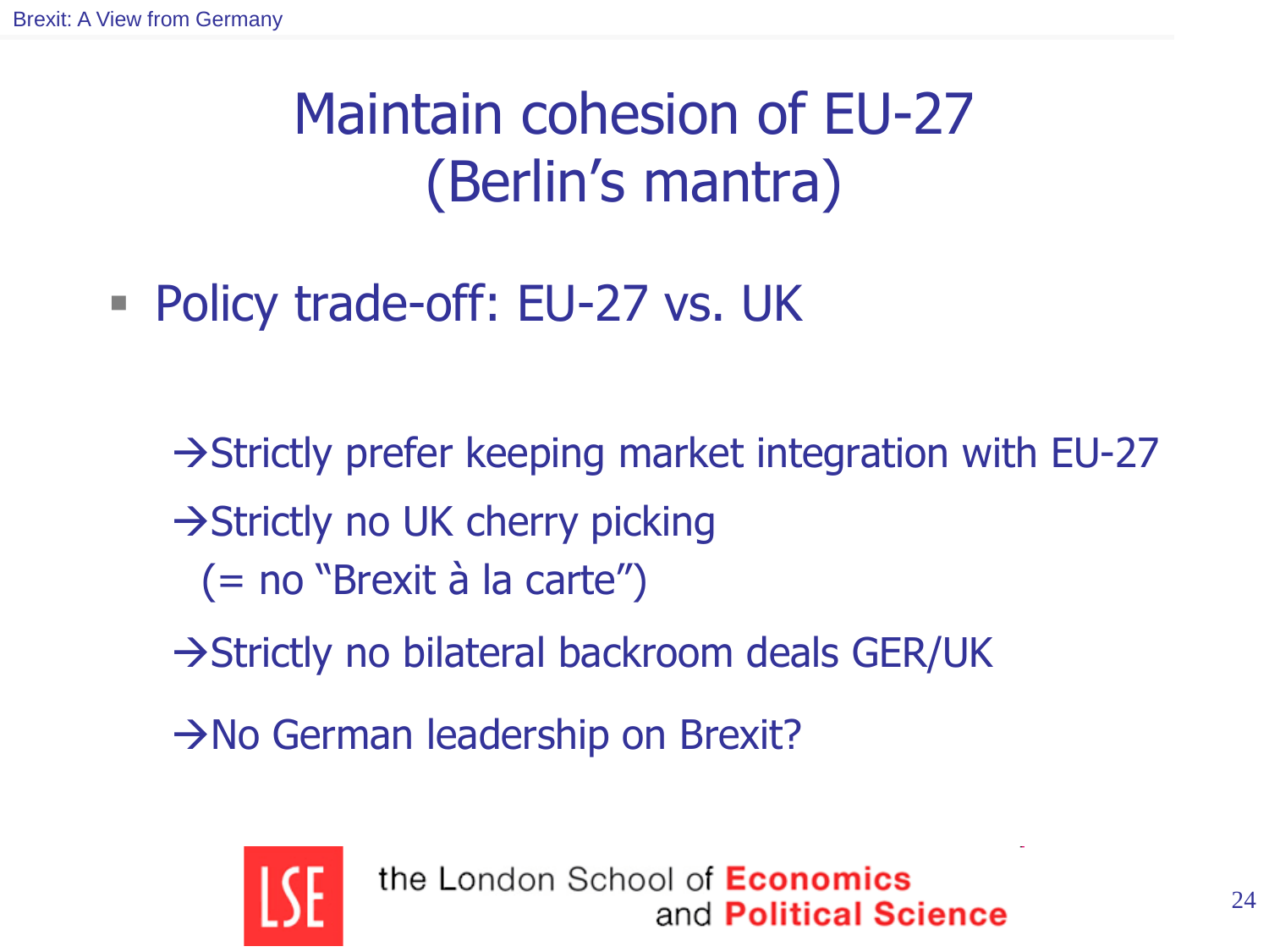# Maintain cohesion of EU-27 (Berlin's mantra)

- Policy trade-off: EU-27 vs. UK

→Strictly prefer keeping market integration with EU-27

→Strictly no UK cherry picking
(= no "Brexit à la carte")

→Strictly no bilateral backroom deals GER/UK

→No German leadership on Brexit?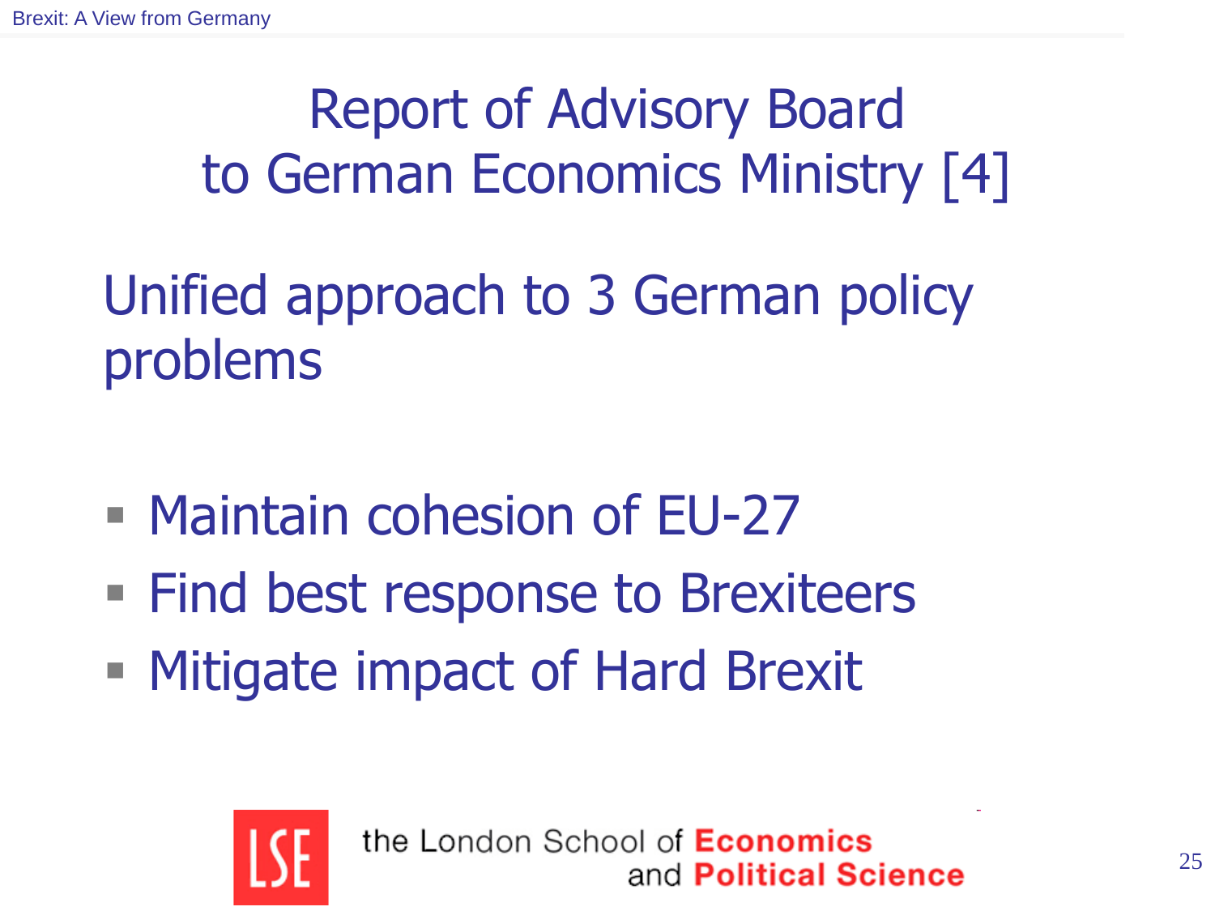# Report of Advisory Board to German Economics Ministry [4]

## Unified approach to 3 German policy problems

- Maintain cohesion of EU-27
- Find best response to Brexiteers
- Mitigate impact of Hard Brexit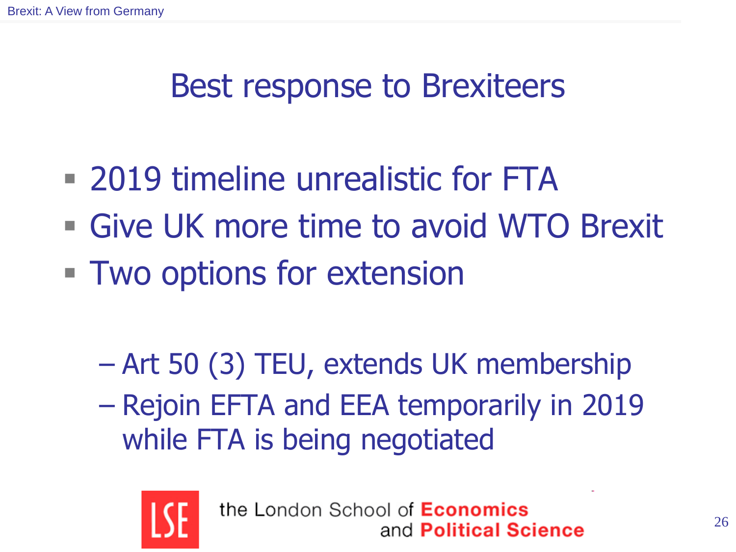# Best response to Brexiteers

- 2019 timeline unrealistic for FTA
- Give UK more time to avoid WTO Brexit
- Two options for extension
  - Art 50 (3) TEU, extends UK membership
  - Rejoin EFTA and EEA temporarily in 2019 while FTA is being negotiated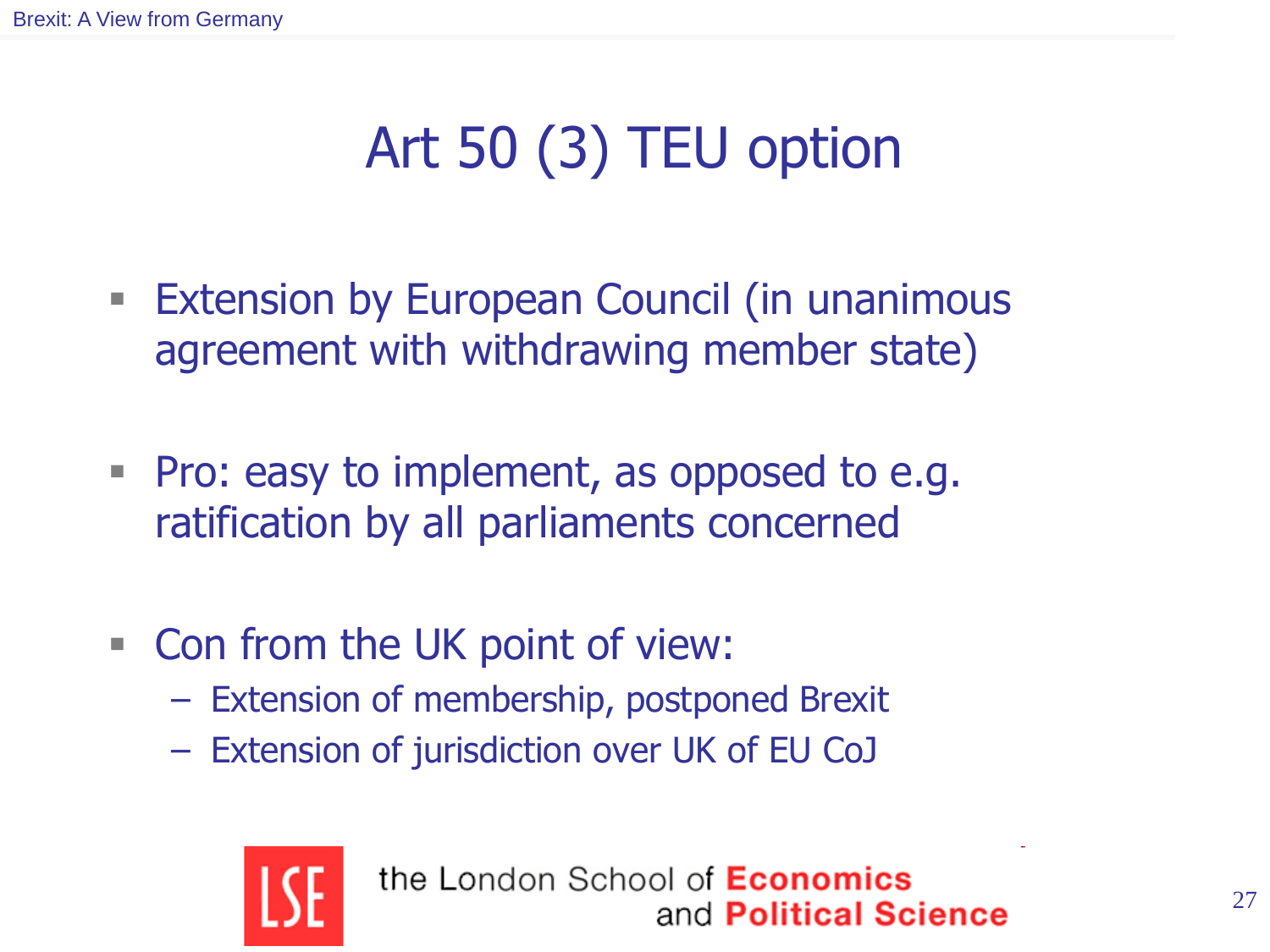# Art 50 (3) TEU option

- Extension by European Council (in unanimous agreement with withdrawing member state)

- Pro: easy to implement, as opposed to e.g. ratification by all parliaments concerned

- Con from the UK point of view:
  - Extension of membership, postponed Brexit
  - Extension of jurisdiction over UK of EU CoJ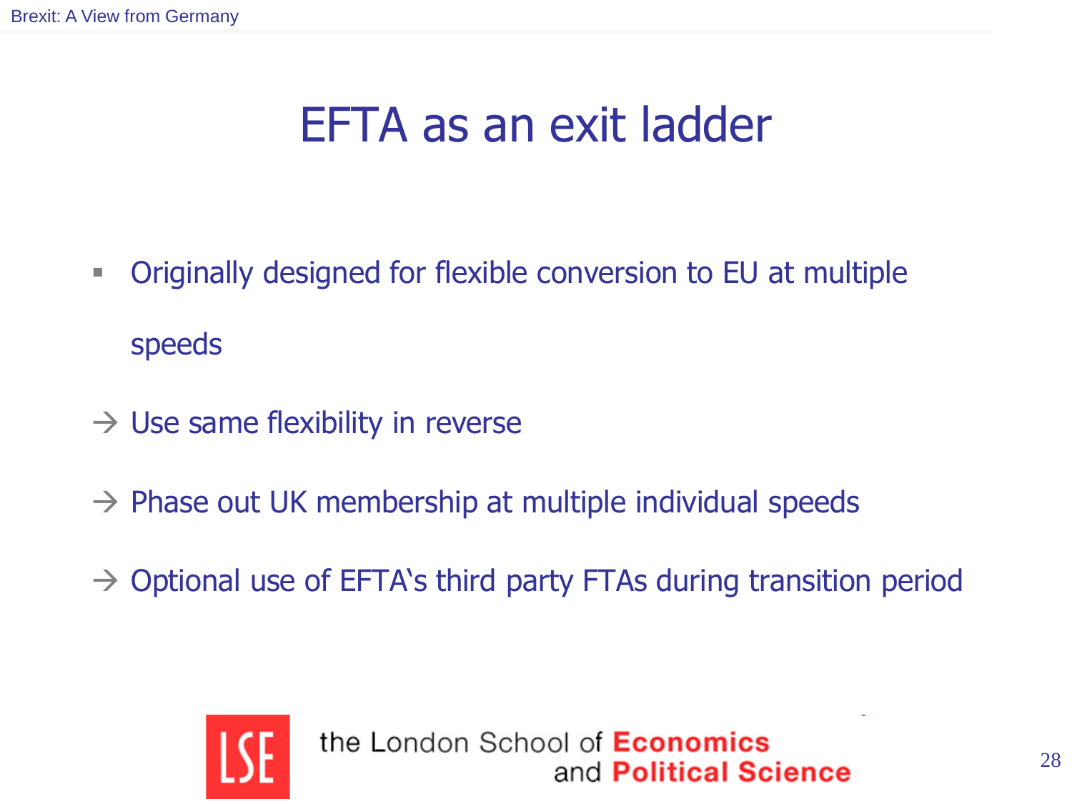# EFTA as an exit ladder

- Originally designed for flexible conversion to EU at multiple speeds

→ Use same flexibility in reverse

→ Phase out UK membership at multiple individual speeds

→ Optional use of EFTA's third party FTAs during transition period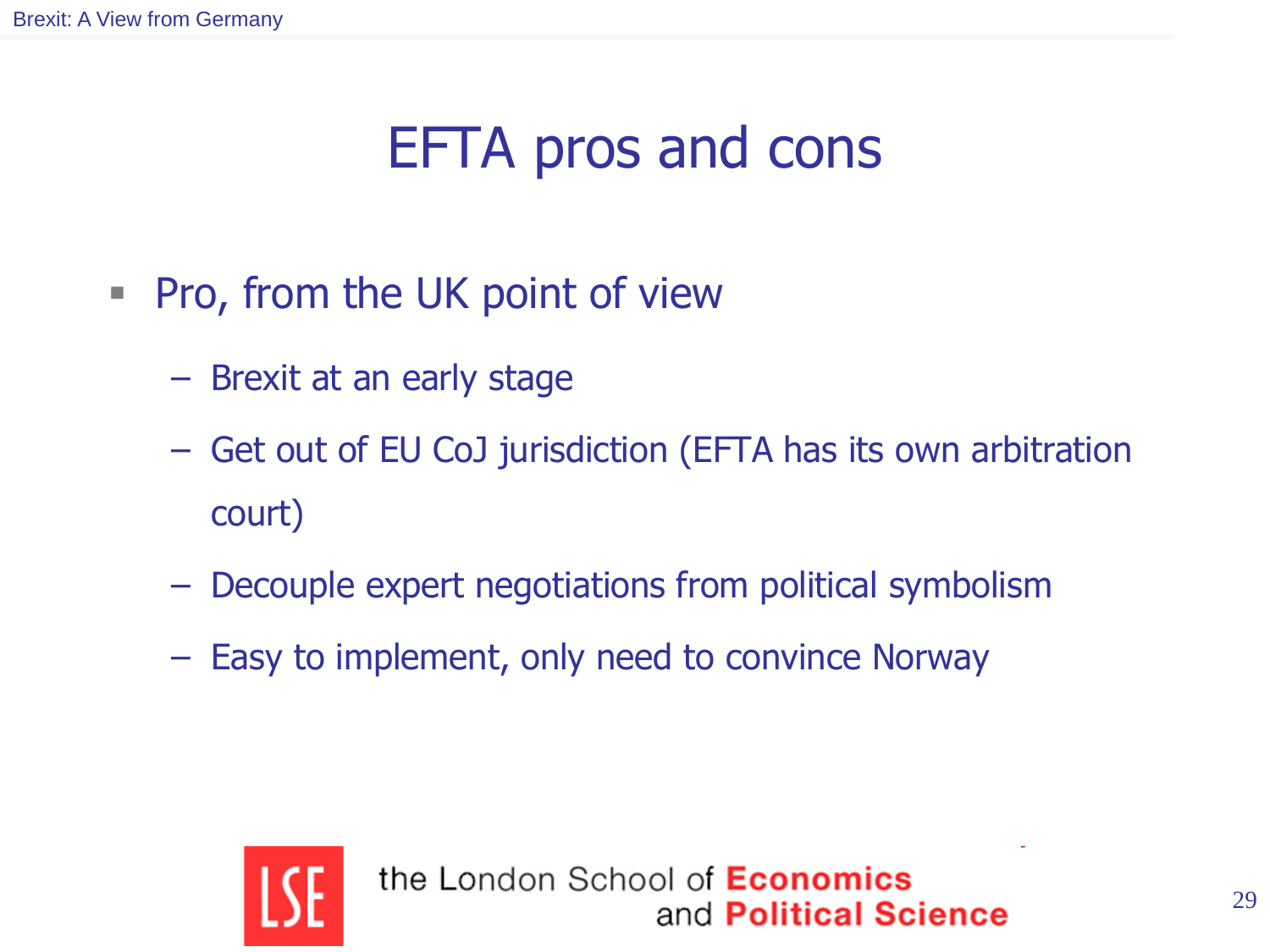# EFTA pros and cons

- Pro, from the UK point of view
  - Brexit at an early stage
  - Get out of EU CoJ jurisdiction (EFTA has its own arbitration court)
  - Decouple expert negotiations from political symbolism
  - Easy to implement, only need to convince Norway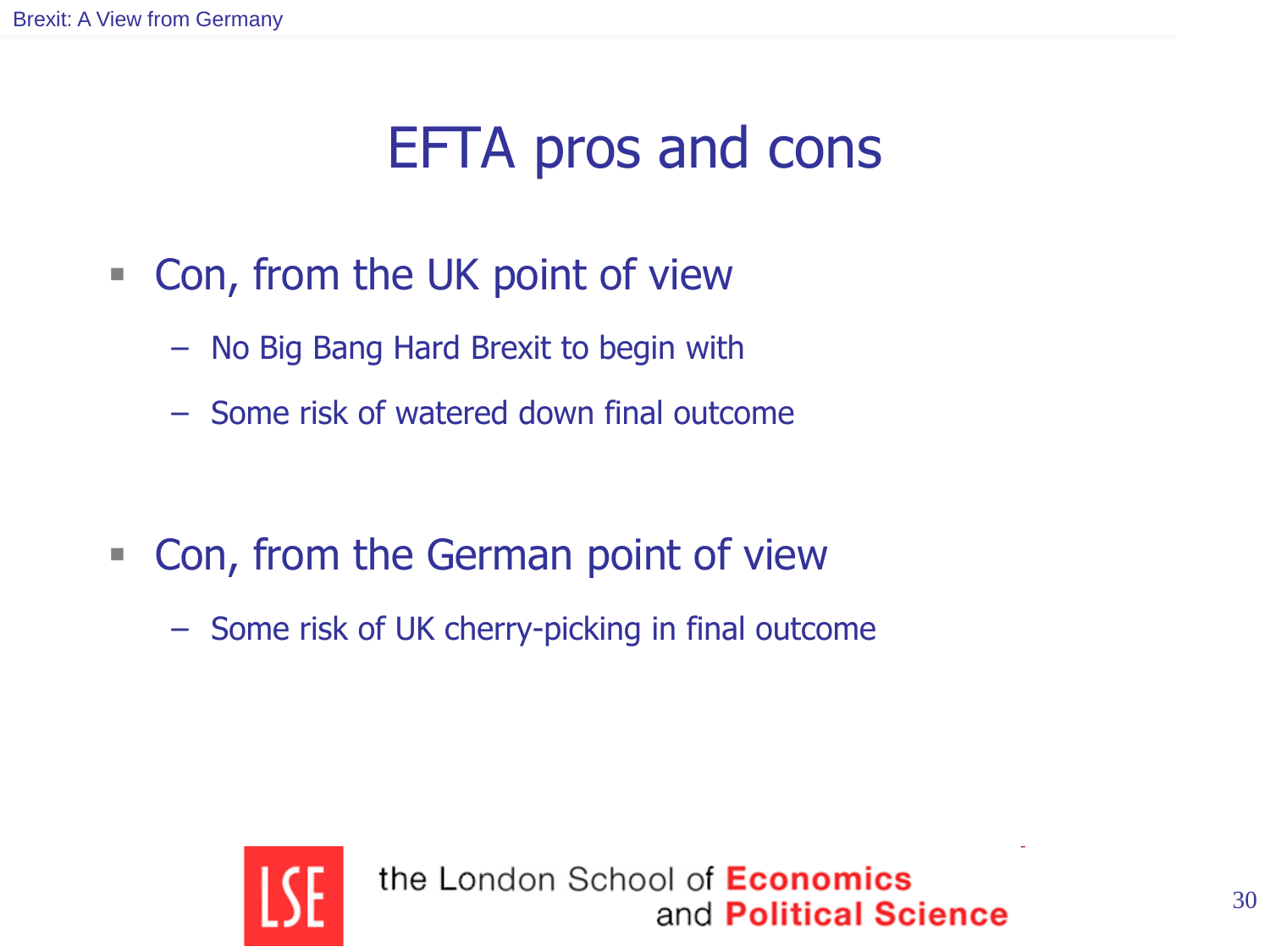# EFTA pros and cons

- Con, from the UK point of view
  - No Big Bang Hard Brexit to begin with
  - Some risk of watered down final outcome

- Con, from the German point of view
  - Some risk of UK cherry-picking in final outcome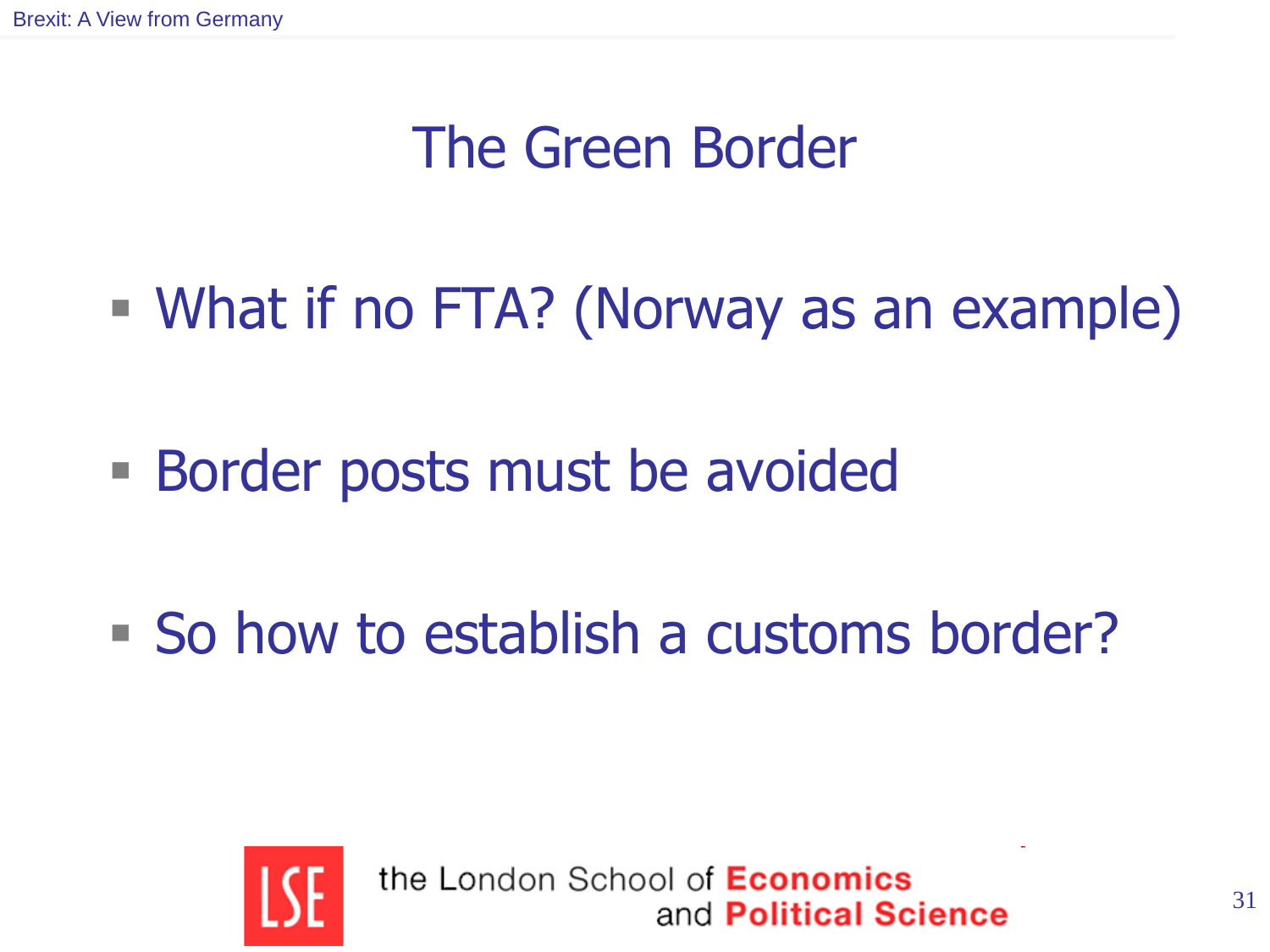# The Green Border

- What if no FTA? (Norway as an example)
- Border posts must be avoided
- So how to establish a customs border?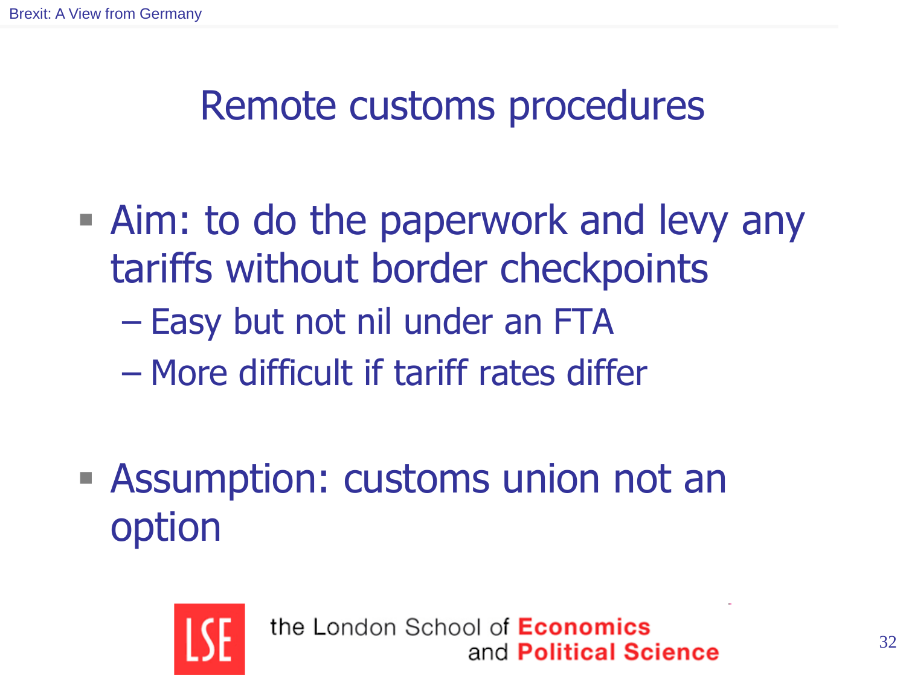# Remote customs procedures

- Aim: to do the paperwork and levy any tariffs without border checkpoints
  - Easy but not nil under an FTA
  - More difficult if tariff rates differ

- Assumption: customs union not an option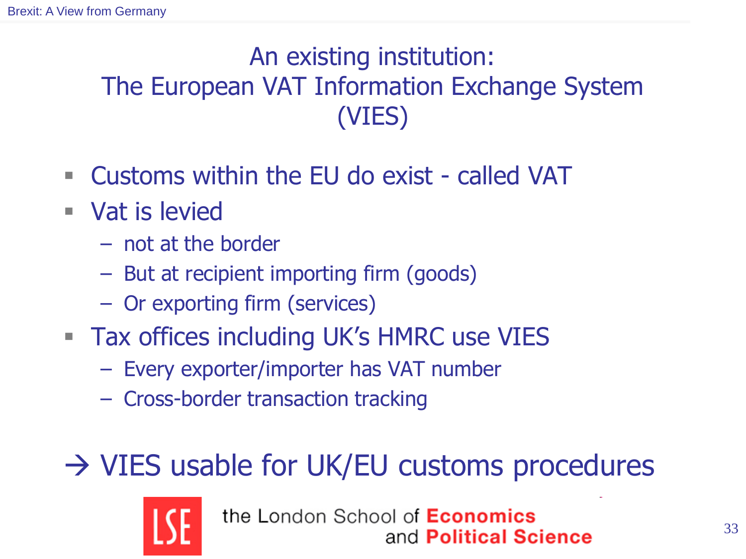# An existing institution:
# The European VAT Information Exchange System (VIES)

- Customs within the EU do exist - called VAT
- Vat is levied
  - not at the border
  - But at recipient importing firm (goods)
  - Or exporting firm (services)
- Tax offices including UK's HMRC use VIES
  - Every exporter/importer has VAT number
  - Cross-border transaction tracking

→ VIES usable for UK/EU customs procedures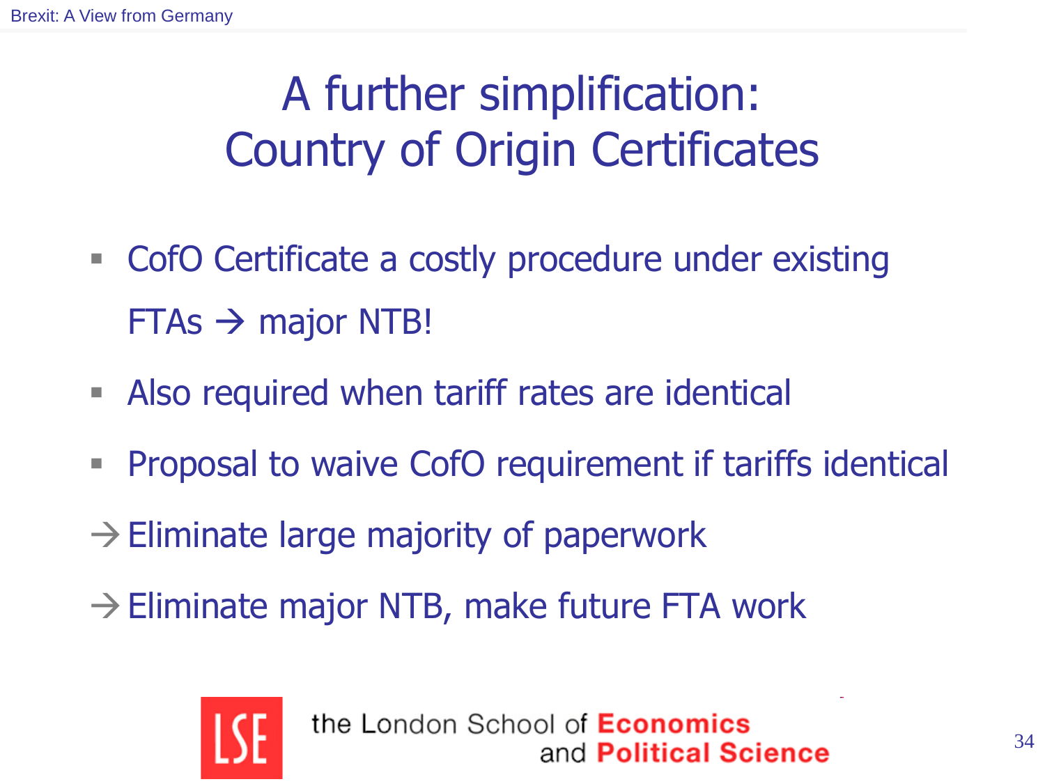# A further simplification: Country of Origin Certificates

- CofO Certificate a costly procedure under existing FTAs → major NTB!
- Also required when tariff rates are identical
- Proposal to waive CofO requirement if tariffs identical

→ Eliminate large majority of paperwork

→ Eliminate major NTB, make future FTA work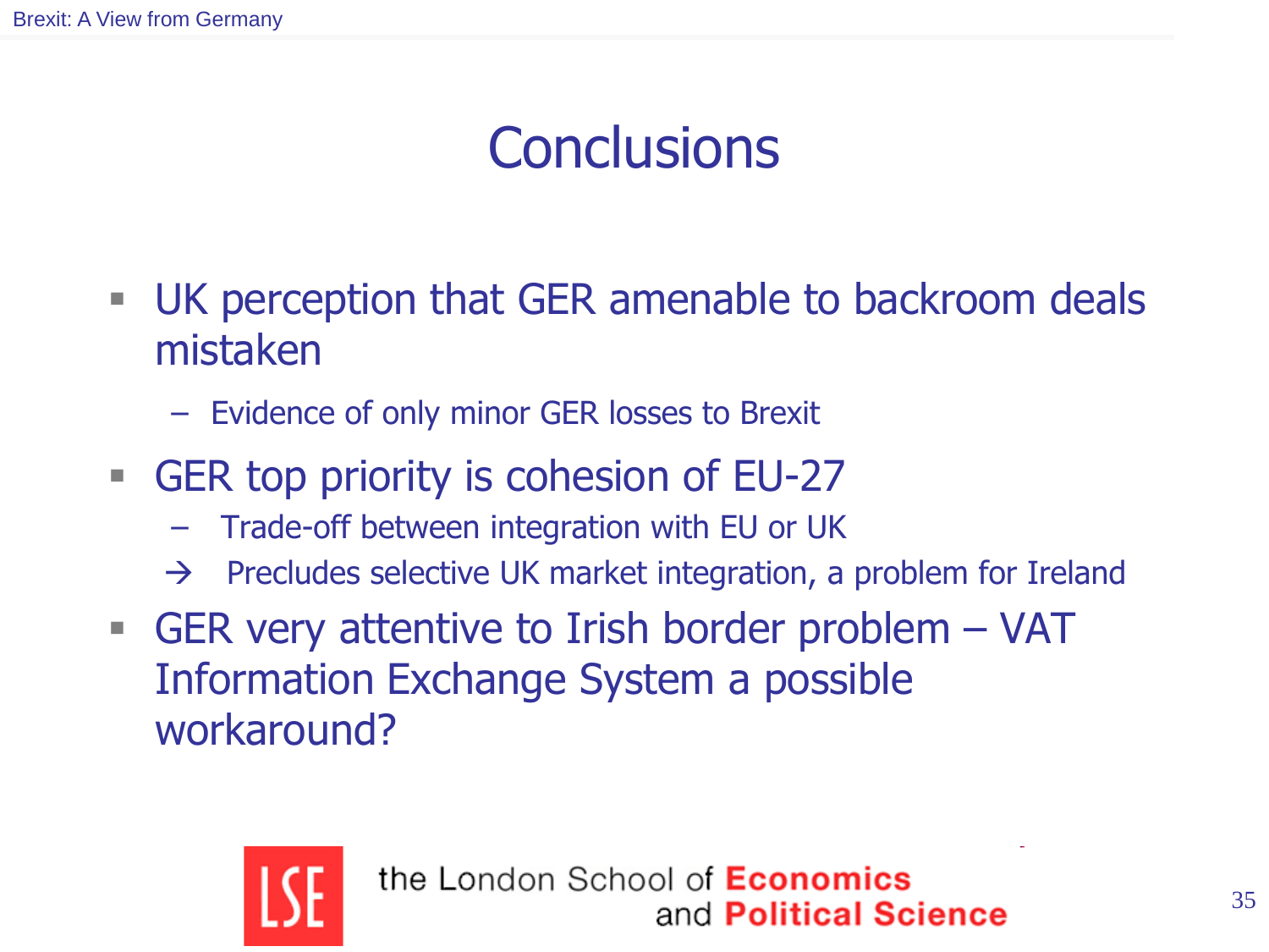# Conclusions

- UK perception that GER amenable to backroom deals mistaken
  - Evidence of only minor GER losses to Brexit
- GER top priority is cohesion of EU-27
  - Trade-off between integration with EU or UK
  - → Precludes selective UK market integration, a problem for Ireland
- GER very attentive to Irish border problem – VAT Information Exchange System a possible workaround?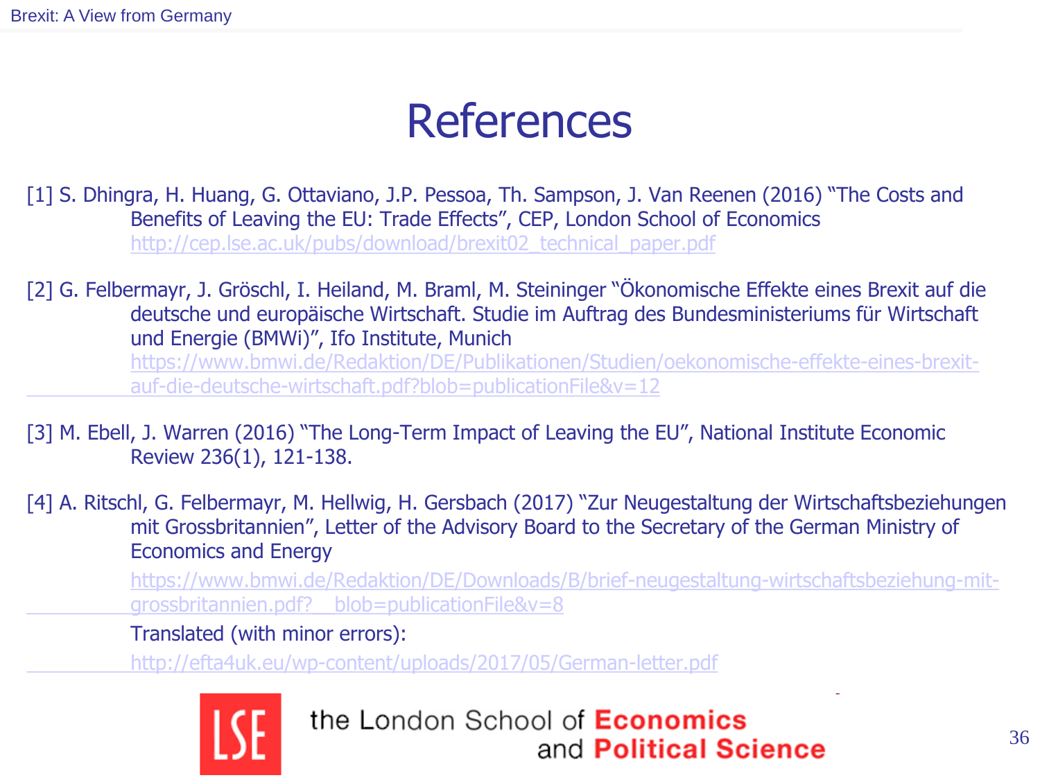# References

[1] S. Dhingra, H. Huang, G. Ottaviano, J.P. Pessoa, Th. Sampson, J. Van Reenen (2016) "The Costs and Benefits of Leaving the EU: Trade Effects", CEP, London School of Economics
http://cep.lse.ac.uk/pubs/download/brexit02_technical_paper.pdf

[2] G. Felbermayr, J. Gröschl, I. Heiland, M. Braml, M. Steininger "Ökonomische Effekte eines Brexit auf die deutsche und europäische Wirtschaft. Studie im Auftrag des Bundesministeriums für Wirtschaft und Energie (BMWi)", Ifo Institute, Munich
https://www.bmwi.de/Redaktion/DE/Publikationen/Studien/oekonomische-effekte-eines-brexit-auf-die-deutsche-wirtschaft.pdf?blob=publicationFile&v=12

[3] M. Ebell, J. Warren (2016) "The Long-Term Impact of Leaving the EU", National Institute Economic Review 236(1), 121-138.

[4] A. Ritschl, G. Felbermayr, M. Hellwig, H. Gersbach (2017) "Zur Neugestaltung der Wirtschaftsbeziehungen mit Grossbritannien", Letter of the Advisory Board to the Secretary of the German Ministry of Economics and Energy
https://www.bmwi.de/Redaktion/DE/Downloads/B/brief-neugestaltung-wirtschaftsbeziehung-mit-grossbritannien.pdf?__blob=publicationFile&v=8
Translated (with minor errors):
http://efta4uk.eu/wp-content/uploads/2017/05/German-letter.pdf

the London School of **Economics** and **Political Science**